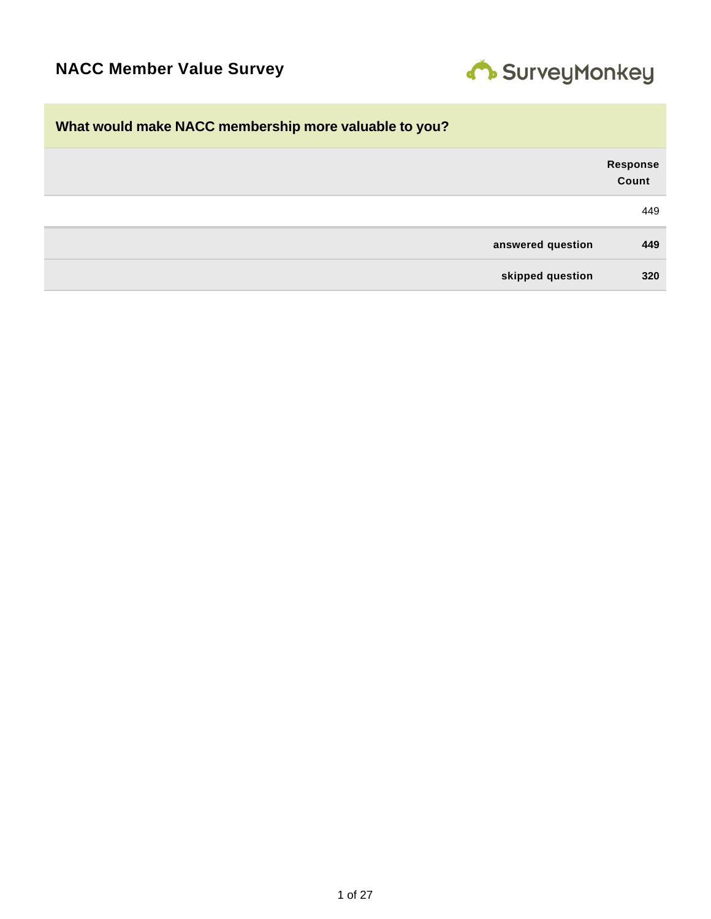# NACC Member Value Survey

SurveyMonkey

## What would make NACC membership more valuable to you?

| | Response Count |
|---|---|
| | 449 |
| answered question | **449** |
| skipped question | **320** |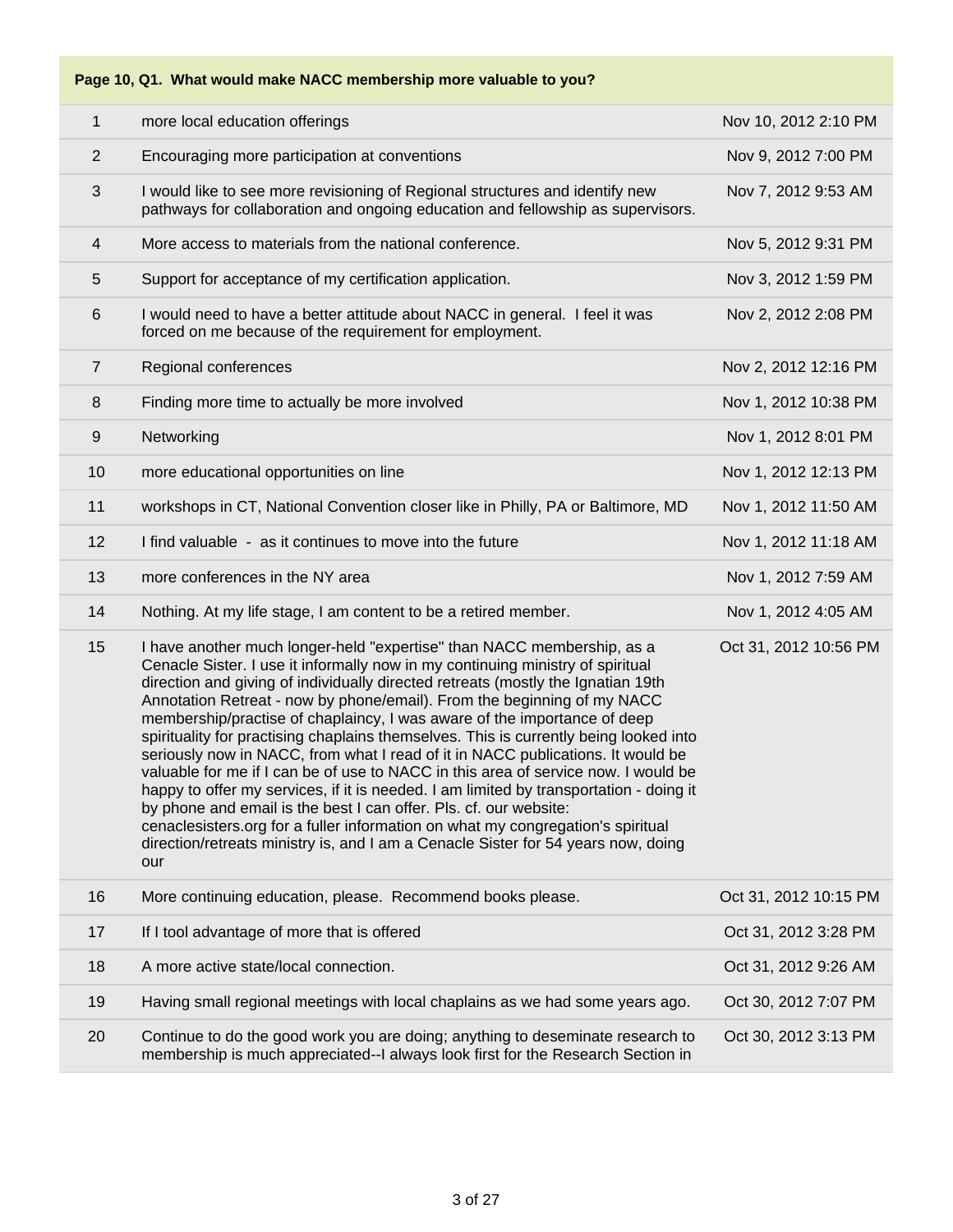| Page 10, Q1. What would make NACC membership more valuable to you? | | |
|---|---|---|
| 1 | more local education offerings | Nov 10, 2012 2:10 PM |
| 2 | Encouraging more participation at conventions | Nov 9, 2012 7:00 PM |
| 3 | I would like to see more revisioning of Regional structures and identify new pathways for collaboration and ongoing education and fellowship as supervisors. | Nov 7, 2012 9:53 AM |
| 4 | More access to materials from the national conference. | Nov 5, 2012 9:31 PM |
| 5 | Support for acceptance of my certification application. | Nov 3, 2012 1:59 PM |
| 6 | I would need to have a better attitude about NACC in general. I feel it was forced on me because of the requirement for employment. | Nov 2, 2012 2:08 PM |
| 7 | Regional conferences | Nov 2, 2012 12:16 PM |
| 8 | Finding more time to actually be more involved | Nov 1, 2012 10:38 PM |
| 9 | Networking | Nov 1, 2012 8:01 PM |
| 10 | more educational opportunities on line | Nov 1, 2012 12:13 PM |
| 11 | workshops in CT, National Convention closer like in Philly, PA or Baltimore, MD | Nov 1, 2012 11:50 AM |
| 12 | I find valuable - as it continues to move into the future | Nov 1, 2012 11:18 AM |
| 13 | more conferences in the NY area | Nov 1, 2012 7:59 AM |
| 14 | Nothing. At my life stage, I am content to be a retired member. | Nov 1, 2012 4:05 AM |
| 15 | I have another much longer-held "expertise" than NACC membership, as a Cenacle Sister. I use it informally now in my continuing ministry of spiritual direction and giving of individually directed retreats (mostly the Ignatian 19th Annotation Retreat - now by phone/email). From the beginning of my NACC membership/practise of chaplaincy, I was aware of the importance of deep spirituality for practising chaplains themselves. This is currently being looked into seriously now in NACC, from what I read of it in NACC publications. It would be valuable for me if I can be of use to NACC in this area of service now. I would be happy to offer my services, if it is needed. I am limited by transportation - doing it by phone and email is the best I can offer. Pls. cf. our website: cenaclesisters.org for a fuller information on what my congregation's spiritual direction/retreats ministry is, and I am a Cenacle Sister for 54 years now, doing our | Oct 31, 2012 10:56 PM |
| 16 | More continuing education, please. Recommend books please. | Oct 31, 2012 10:15 PM |
| 17 | If I tool advantage of more that is offered | Oct 31, 2012 3:28 PM |
| 18 | A more active state/local connection. | Oct 31, 2012 9:26 AM |
| 19 | Having small regional meetings with local chaplains as we had some years ago. | Oct 30, 2012 7:07 PM |
| 20 | Continue to do the good work you are doing; anything to deseminate research to membership is much appreciated--I always look first for the Research Section in | Oct 30, 2012 3:13 PM |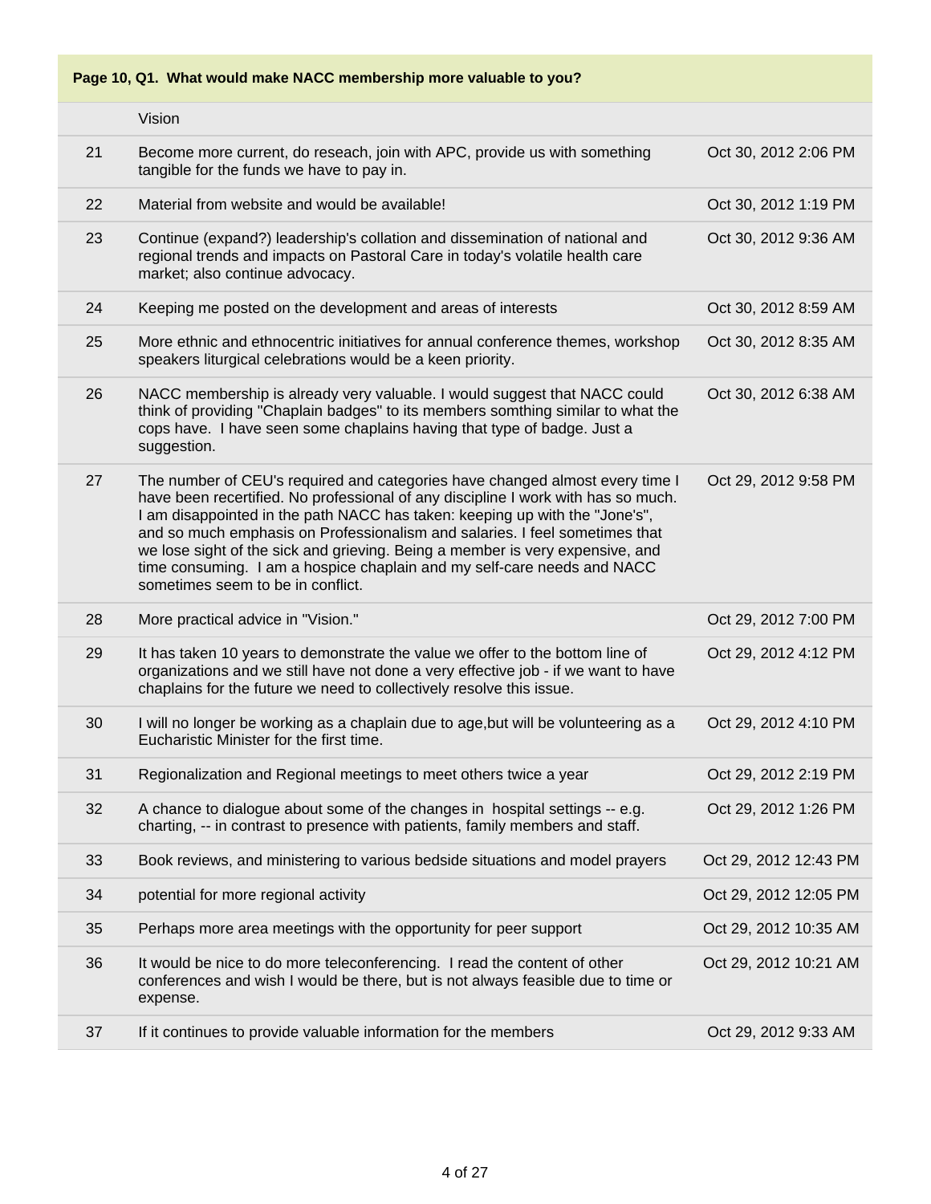**Page 10, Q1. What would make NACC membership more valuable to you?**

| | | |
|---|---|---|
| | Vision | |
| 21 | Become more current, do reseach, join with APC, provide us with something tangible for the funds we have to pay in. | Oct 30, 2012 2:06 PM |
| 22 | Material from website and would be available! | Oct 30, 2012 1:19 PM |
| 23 | Continue (expand?) leadership's collation and dissemination of national and regional trends and impacts on Pastoral Care in today's volatile health care market; also continue advocacy. | Oct 30, 2012 9:36 AM |
| 24 | Keeping me posted on the development and areas of interests | Oct 30, 2012 8:59 AM |
| 25 | More ethnic and ethnocentric initiatives for annual conference themes, workshop speakers liturgical celebrations would be a keen priority. | Oct 30, 2012 8:35 AM |
| 26 | NACC membership is already very valuable. I would suggest that NACC could think of providing "Chaplain badges" to its members somthing similar to what the cops have. I have seen some chaplains having that type of badge. Just a suggestion. | Oct 30, 2012 6:38 AM |
| 27 | The number of CEU's required and categories have changed almost every time I have been recertified. No professional of any discipline I work with has so much. I am disappointed in the path NACC has taken: keeping up with the "Jone's", and so much emphasis on Professionalism and salaries. I feel sometimes that we lose sight of the sick and grieving. Being a member is very expensive, and time consuming. I am a hospice chaplain and my self-care needs and NACC sometimes seem to be in conflict. | Oct 29, 2012 9:58 PM |
| 28 | More practical advice in "Vision." | Oct 29, 2012 7:00 PM |
| 29 | It has taken 10 years to demonstrate the value we offer to the bottom line of organizations and we still have not done a very effective job - if we want to have chaplains for the future we need to collectively resolve this issue. | Oct 29, 2012 4:12 PM |
| 30 | I will no longer be working as a chaplain due to age,but will be volunteering as a Eucharistic Minister for the first time. | Oct 29, 2012 4:10 PM |
| 31 | Regionalization and Regional meetings to meet others twice a year | Oct 29, 2012 2:19 PM |
| 32 | A chance to dialogue about some of the changes in hospital settings -- e.g. charting, -- in contrast to presence with patients, family members and staff. | Oct 29, 2012 1:26 PM |
| 33 | Book reviews, and ministering to various bedside situations and model prayers | Oct 29, 2012 12:43 PM |
| 34 | potential for more regional activity | Oct 29, 2012 12:05 PM |
| 35 | Perhaps more area meetings with the opportunity for peer support | Oct 29, 2012 10:35 AM |
| 36 | It would be nice to do more teleconferencing. I read the content of other conferences and wish I would be there, but is not always feasible due to time or expense. | Oct 29, 2012 10:21 AM |
| 37 | If it continues to provide valuable information for the members | Oct 29, 2012 9:33 AM |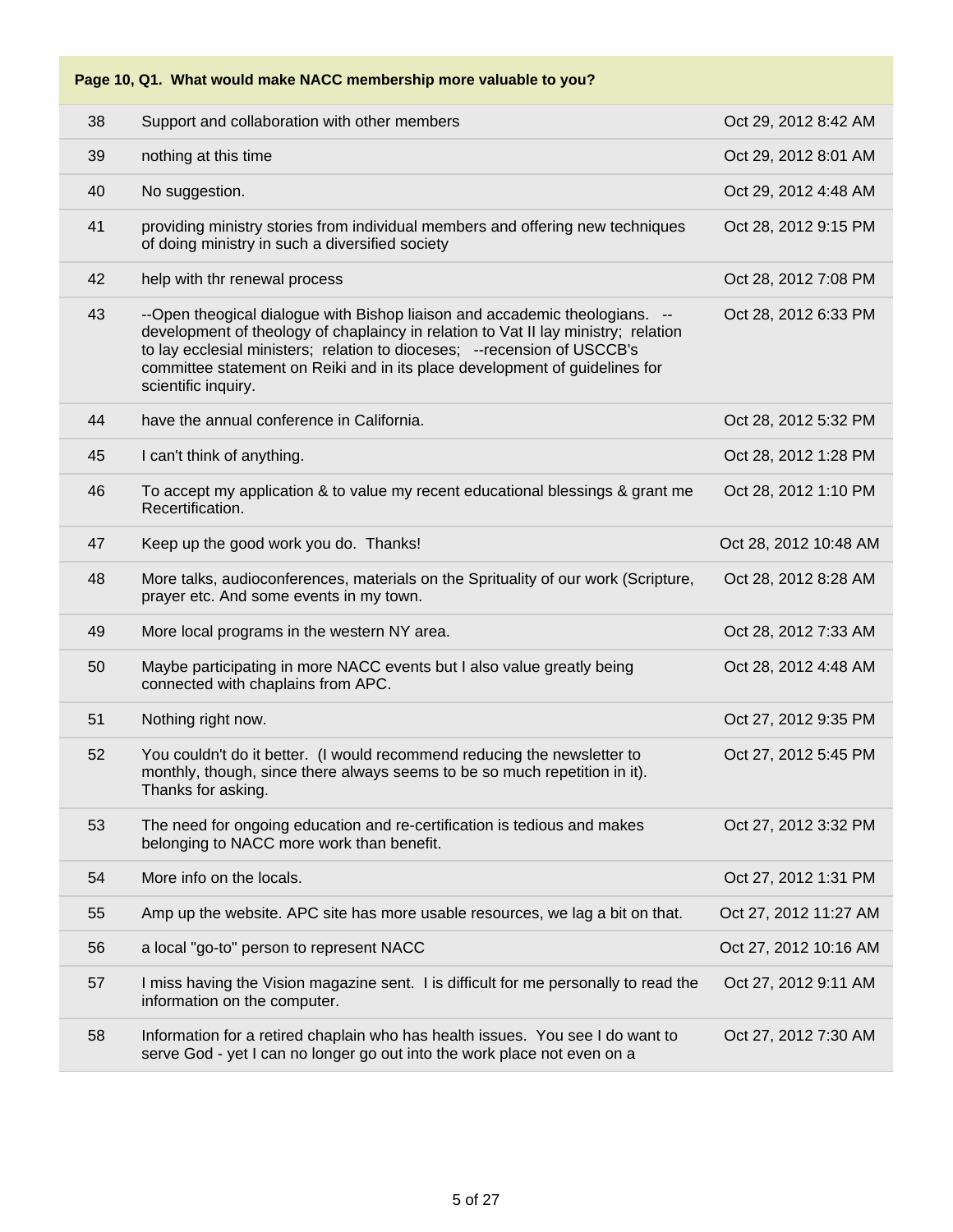| Page 10, Q1. What would make NACC membership more valuable to you? | | |
|---|---|---|
| 38 | Support and collaboration with other members | Oct 29, 2012 8:42 AM |
| 39 | nothing at this time | Oct 29, 2012 8:01 AM |
| 40 | No suggestion. | Oct 29, 2012 4:48 AM |
| 41 | providing ministry stories from individual members and offering new techniques of doing ministry in such a diversified society | Oct 28, 2012 9:15 PM |
| 42 | help with thr renewal process | Oct 28, 2012 7:08 PM |
| 43 | --Open theogical dialogue with Bishop liaison and accademic theologians. -- development of theology of chaplaincy in relation to Vat II lay ministry; relation to lay ecclesial ministers; relation to dioceses; --recension of USCCB's committee statement on Reiki and in its place development of guidelines for scientific inquiry. | Oct 28, 2012 6:33 PM |
| 44 | have the annual conference in California. | Oct 28, 2012 5:32 PM |
| 45 | I can't think of anything. | Oct 28, 2012 1:28 PM |
| 46 | To accept my application & to value my recent educational blessings & grant me Recertification. | Oct 28, 2012 1:10 PM |
| 47 | Keep up the good work you do. Thanks! | Oct 28, 2012 10:48 AM |
| 48 | More talks, audioconferences, materials on the Sprituality of our work (Scripture, prayer etc. And some events in my town. | Oct 28, 2012 8:28 AM |
| 49 | More local programs in the western NY area. | Oct 28, 2012 7:33 AM |
| 50 | Maybe participating in more NACC events but I also value greatly being connected with chaplains from APC. | Oct 28, 2012 4:48 AM |
| 51 | Nothing right now. | Oct 27, 2012 9:35 PM |
| 52 | You couldn't do it better. (I would recommend reducing the newsletter to monthly, though, since there always seems to be so much repetition in it). Thanks for asking. | Oct 27, 2012 5:45 PM |
| 53 | The need for ongoing education and re-certification is tedious and makes belonging to NACC more work than benefit. | Oct 27, 2012 3:32 PM |
| 54 | More info on the locals. | Oct 27, 2012 1:31 PM |
| 55 | Amp up the website. APC site has more usable resources, we lag a bit on that. | Oct 27, 2012 11:27 AM |
| 56 | a local "go-to" person to represent NACC | Oct 27, 2012 10:16 AM |
| 57 | I miss having the Vision magazine sent. I is difficult for me personally to read the information on the computer. | Oct 27, 2012 9:11 AM |
| 58 | Information for a retired chaplain who has health issues. You see I do want to serve God - yet I can no longer go out into the work place not even on a | Oct 27, 2012 7:30 AM |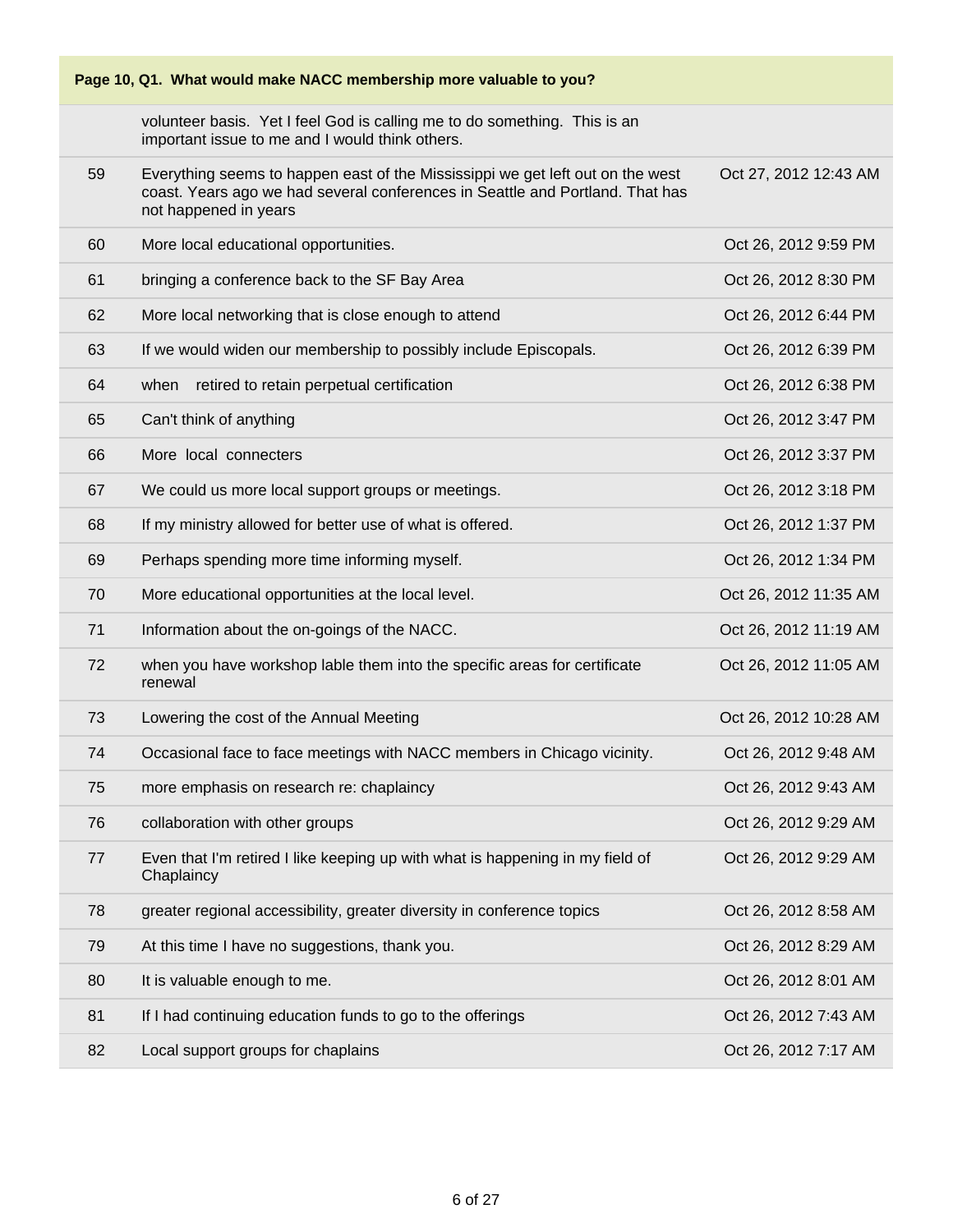**Page 10, Q1. What would make NACC membership more valuable to you?**

| | | |
|---|---|---|
| | volunteer basis. Yet I feel God is calling me to do something. This is an important issue to me and I would think others. | |
| 59 | Everything seems to happen east of the Mississippi we get left out on the west coast. Years ago we had several conferences in Seattle and Portland. That has not happened in years | Oct 27, 2012 12:43 AM |
| 60 | More local educational opportunities. | Oct 26, 2012 9:59 PM |
| 61 | bringing a conference back to the SF Bay Area | Oct 26, 2012 8:30 PM |
| 62 | More local networking that is close enough to attend | Oct 26, 2012 6:44 PM |
| 63 | If we would widen our membership to possibly include Episcopals. | Oct 26, 2012 6:39 PM |
| 64 | when retired to retain perpetual certification | Oct 26, 2012 6:38 PM |
| 65 | Can't think of anything | Oct 26, 2012 3:47 PM |
| 66 | More local connecters | Oct 26, 2012 3:37 PM |
| 67 | We could us more local support groups or meetings. | Oct 26, 2012 3:18 PM |
| 68 | If my ministry allowed for better use of what is offered. | Oct 26, 2012 1:37 PM |
| 69 | Perhaps spending more time informing myself. | Oct 26, 2012 1:34 PM |
| 70 | More educational opportunities at the local level. | Oct 26, 2012 11:35 AM |
| 71 | Information about the on-goings of the NACC. | Oct 26, 2012 11:19 AM |
| 72 | when you have workshop lable them into the specific areas for certificate renewal | Oct 26, 2012 11:05 AM |
| 73 | Lowering the cost of the Annual Meeting | Oct 26, 2012 10:28 AM |
| 74 | Occasional face to face meetings with NACC members in Chicago vicinity. | Oct 26, 2012 9:48 AM |
| 75 | more emphasis on research re: chaplaincy | Oct 26, 2012 9:43 AM |
| 76 | collaboration with other groups | Oct 26, 2012 9:29 AM |
| 77 | Even that I'm retired I like keeping up with what is happening in my field of Chaplaincy | Oct 26, 2012 9:29 AM |
| 78 | greater regional accessibility, greater diversity in conference topics | Oct 26, 2012 8:58 AM |
| 79 | At this time I have no suggestions, thank you. | Oct 26, 2012 8:29 AM |
| 80 | It is valuable enough to me. | Oct 26, 2012 8:01 AM |
| 81 | If I had continuing education funds to go to the offerings | Oct 26, 2012 7:43 AM |
| 82 | Local support groups for chaplains | Oct 26, 2012 7:17 AM |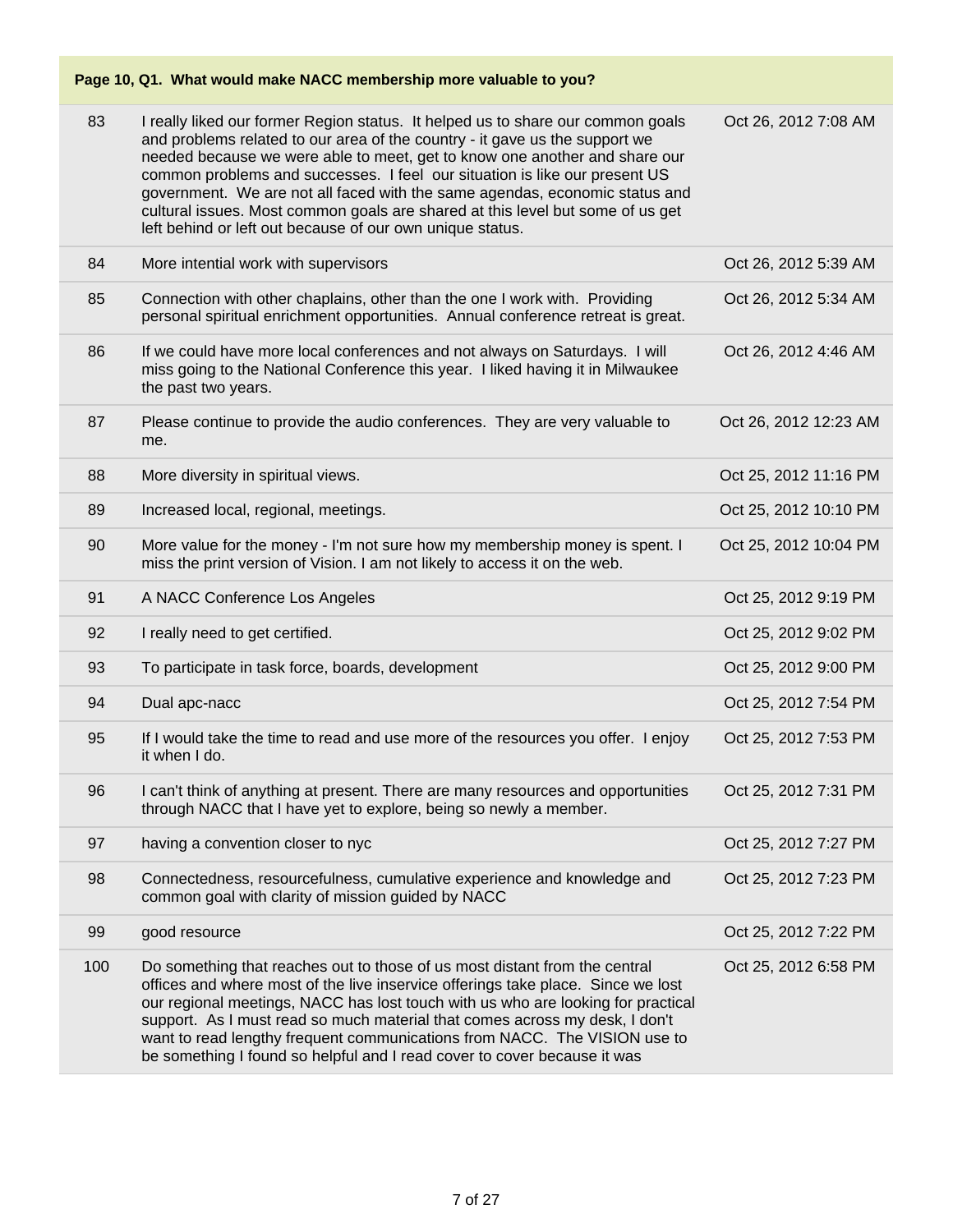**Page 10, Q1. What would make NACC membership more valuable to you?**

| | | |
|---|---|---|
| 83 | I really liked our former Region status. It helped us to share our common goals and problems related to our area of the country - it gave us the support we needed because we were able to meet, get to know one another and share our common problems and successes. I feel our situation is like our present US government. We are not all faced with the same agendas, economic status and cultural issues. Most common goals are shared at this level but some of us get left behind or left out because of our own unique status. | Oct 26, 2012 7:08 AM |
| 84 | More intential work with supervisors | Oct 26, 2012 5:39 AM |
| 85 | Connection with other chaplains, other than the one I work with. Providing personal spiritual enrichment opportunities. Annual conference retreat is great. | Oct 26, 2012 5:34 AM |
| 86 | If we could have more local conferences and not always on Saturdays. I will miss going to the National Conference this year. I liked having it in Milwaukee the past two years. | Oct 26, 2012 4:46 AM |
| 87 | Please continue to provide the audio conferences. They are very valuable to me. | Oct 26, 2012 12:23 AM |
| 88 | More diversity in spiritual views. | Oct 25, 2012 11:16 PM |
| 89 | Increased local, regional, meetings. | Oct 25, 2012 10:10 PM |
| 90 | More value for the money - I'm not sure how my membership money is spent. I miss the print version of Vision. I am not likely to access it on the web. | Oct 25, 2012 10:04 PM |
| 91 | A NACC Conference Los Angeles | Oct 25, 2012 9:19 PM |
| 92 | I really need to get certified. | Oct 25, 2012 9:02 PM |
| 93 | To participate in task force, boards, development | Oct 25, 2012 9:00 PM |
| 94 | Dual apc-nacc | Oct 25, 2012 7:54 PM |
| 95 | If I would take the time to read and use more of the resources you offer. I enjoy it when I do. | Oct 25, 2012 7:53 PM |
| 96 | I can't think of anything at present. There are many resources and opportunities through NACC that I have yet to explore, being so newly a member. | Oct 25, 2012 7:31 PM |
| 97 | having a convention closer to nyc | Oct 25, 2012 7:27 PM |
| 98 | Connectedness, resourcefulness, cumulative experience and knowledge and common goal with clarity of mission guided by NACC | Oct 25, 2012 7:23 PM |
| 99 | good resource | Oct 25, 2012 7:22 PM |
| 100 | Do something that reaches out to those of us most distant from the central offices and where most of the live inservice offerings take place. Since we lost our regional meetings, NACC has lost touch with us who are looking for practical support. As I must read so much material that comes across my desk, I don't want to read lengthy frequent communications from NACC. The VISION use to be something I found so helpful and I read cover to cover because it was | Oct 25, 2012 6:58 PM |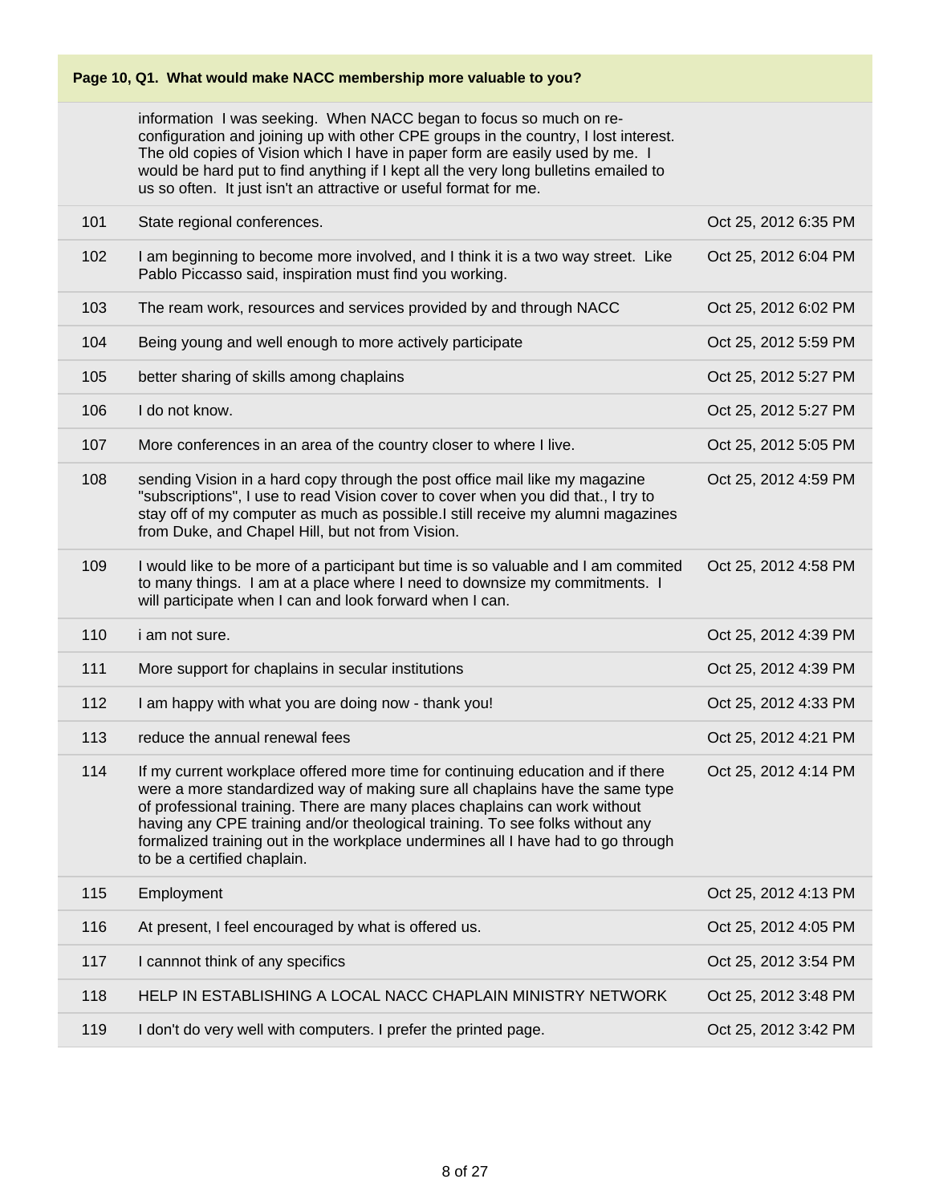| Page 10, Q1. What would make NACC membership more valuable to you? | | |
|---|---|---|
| | information I was seeking. When NACC began to focus so much on re-configuration and joining up with other CPE groups in the country, I lost interest. The old copies of Vision which I have in paper form are easily used by me. I would be hard put to find anything if I kept all the very long bulletins emailed to us so often. It just isn't an attractive or useful format for me. | |
| 101 | State regional conferences. | Oct 25, 2012 6:35 PM |
| 102 | I am beginning to become more involved, and I think it is a two way street. Like Pablo Piccasso said, inspiration must find you working. | Oct 25, 2012 6:04 PM |
| 103 | The ream work, resources and services provided by and through NACC | Oct 25, 2012 6:02 PM |
| 104 | Being young and well enough to more actively participate | Oct 25, 2012 5:59 PM |
| 105 | better sharing of skills among chaplains | Oct 25, 2012 5:27 PM |
| 106 | I do not know. | Oct 25, 2012 5:27 PM |
| 107 | More conferences in an area of the country closer to where I live. | Oct 25, 2012 5:05 PM |
| 108 | sending Vision in a hard copy through the post office mail like my magazine "subscriptions", I use to read Vision cover to cover when you did that., I try to stay off of my computer as much as possible.I still receive my alumni magazines from Duke, and Chapel Hill, but not from Vision. | Oct 25, 2012 4:59 PM |
| 109 | I would like to be more of a participant but time is so valuable and I am commited to many things. I am at a place where I need to downsize my commitments. I will participate when I can and look forward when I can. | Oct 25, 2012 4:58 PM |
| 110 | i am not sure. | Oct 25, 2012 4:39 PM |
| 111 | More support for chaplains in secular institutions | Oct 25, 2012 4:39 PM |
| 112 | I am happy with what you are doing now - thank you! | Oct 25, 2012 4:33 PM |
| 113 | reduce the annual renewal fees | Oct 25, 2012 4:21 PM |
| 114 | If my current workplace offered more time for continuing education and if there were a more standardized way of making sure all chaplains have the same type of professional training. There are many places chaplains can work without having any CPE training and/or theological training. To see folks without any formalized training out in the workplace undermines all I have had to go through to be a certified chaplain. | Oct 25, 2012 4:14 PM |
| 115 | Employment | Oct 25, 2012 4:13 PM |
| 116 | At present, I feel encouraged by what is offered us. | Oct 25, 2012 4:05 PM |
| 117 | I cannnot think of any specifics | Oct 25, 2012 3:54 PM |
| 118 | HELP IN ESTABLISHING A LOCAL NACC CHAPLAIN MINISTRY NETWORK | Oct 25, 2012 3:48 PM |
| 119 | I don't do very well with computers. I prefer the printed page. | Oct 25, 2012 3:42 PM |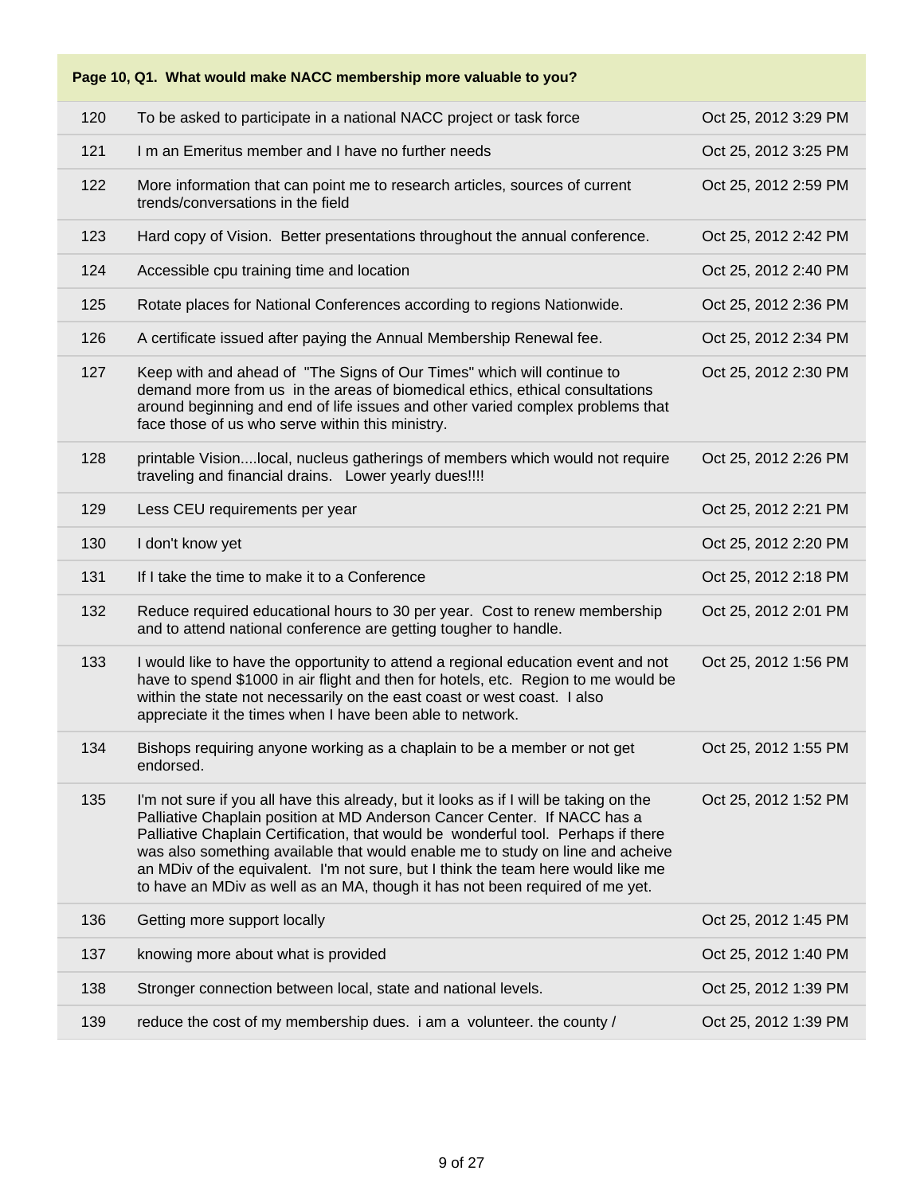| Page 10, Q1. What would make NACC membership more valuable to you? | | |
|---|---|---|
| 120 | To be asked to participate in a national NACC project or task force | Oct 25, 2012 3:29 PM |
| 121 | I m an Emeritus member and I have no further needs | Oct 25, 2012 3:25 PM |
| 122 | More information that can point me to research articles, sources of current trends/conversations in the field | Oct 25, 2012 2:59 PM |
| 123 | Hard copy of Vision. Better presentations throughout the annual conference. | Oct 25, 2012 2:42 PM |
| 124 | Accessible cpu training time and location | Oct 25, 2012 2:40 PM |
| 125 | Rotate places for National Conferences according to regions Nationwide. | Oct 25, 2012 2:36 PM |
| 126 | A certificate issued after paying the Annual Membership Renewal fee. | Oct 25, 2012 2:34 PM |
| 127 | Keep with and ahead of "The Signs of Our Times" which will continue to demand more from us in the areas of biomedical ethics, ethical consultations around beginning and end of life issues and other varied complex problems that face those of us who serve within this ministry. | Oct 25, 2012 2:30 PM |
| 128 | printable Vision....local, nucleus gatherings of members which would not require traveling and financial drains. Lower yearly dues!!!! | Oct 25, 2012 2:26 PM |
| 129 | Less CEU requirements per year | Oct 25, 2012 2:21 PM |
| 130 | I don't know yet | Oct 25, 2012 2:20 PM |
| 131 | If I take the time to make it to a Conference | Oct 25, 2012 2:18 PM |
| 132 | Reduce required educational hours to 30 per year. Cost to renew membership and to attend national conference are getting tougher to handle. | Oct 25, 2012 2:01 PM |
| 133 | I would like to have the opportunity to attend a regional education event and not have to spend $1000 in air flight and then for hotels, etc. Region to me would be within the state not necessarily on the east coast or west coast. I also appreciate it the times when I have been able to network. | Oct 25, 2012 1:56 PM |
| 134 | Bishops requiring anyone working as a chaplain to be a member or not get endorsed. | Oct 25, 2012 1:55 PM |
| 135 | I'm not sure if you all have this already, but it looks as if I will be taking on the Palliative Chaplain position at MD Anderson Cancer Center. If NACC has a Palliative Chaplain Certification, that would be wonderful tool. Perhaps if there was also something available that would enable me to study on line and acheive an MDiv of the equivalent. I'm not sure, but I think the team here would like me to have an MDiv as well as an MA, though it has not been required of me yet. | Oct 25, 2012 1:52 PM |
| 136 | Getting more support locally | Oct 25, 2012 1:45 PM |
| 137 | knowing more about what is provided | Oct 25, 2012 1:40 PM |
| 138 | Stronger connection between local, state and national levels. | Oct 25, 2012 1:39 PM |
| 139 | reduce the cost of my membership dues. i am a volunteer. the county / | Oct 25, 2012 1:39 PM |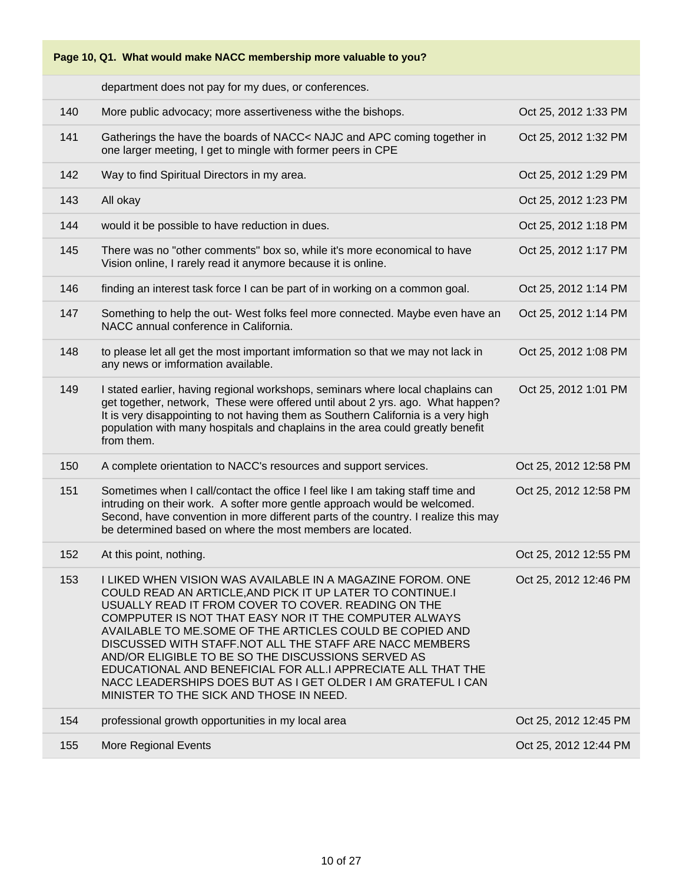**Page 10, Q1. What would make NACC membership more valuable to you?**

| | | |
|---|---|---|
| | department does not pay for my dues, or conferences. | |
| 140 | More public advocacy; more assertiveness withe the bishops. | Oct 25, 2012 1:33 PM |
| 141 | Gatherings the have the boards of NACC< NAJC and APC coming together in one larger meeting, I get to mingle with former peers in CPE | Oct 25, 2012 1:32 PM |
| 142 | Way to find Spiritual Directors in my area. | Oct 25, 2012 1:29 PM |
| 143 | All okay | Oct 25, 2012 1:23 PM |
| 144 | would it be possible to have reduction in dues. | Oct 25, 2012 1:18 PM |
| 145 | There was no "other comments" box so, while it's more economical to have Vision online, I rarely read it anymore because it is online. | Oct 25, 2012 1:17 PM |
| 146 | finding an interest task force I can be part of in working on a common goal. | Oct 25, 2012 1:14 PM |
| 147 | Something to help the out- West folks feel more connected. Maybe even have an NACC annual conference in California. | Oct 25, 2012 1:14 PM |
| 148 | to please let all get the most important imformation so that we may not lack in any news or imformation available. | Oct 25, 2012 1:08 PM |
| 149 | I stated earlier, having regional workshops, seminars where local chaplains can get together, network, These were offered until about 2 yrs. ago. What happen? It is very disappointing to not having them as Southern California is a very high population with many hospitals and chaplains in the area could greatly benefit from them. | Oct 25, 2012 1:01 PM |
| 150 | A complete orientation to NACC's resources and support services. | Oct 25, 2012 12:58 PM |
| 151 | Sometimes when I call/contact the office I feel like I am taking staff time and intruding on their work. A softer more gentle approach would be welcomed. Second, have convention in more different parts of the country. I realize this may be determined based on where the most members are located. | Oct 25, 2012 12:58 PM |
| 152 | At this point, nothing. | Oct 25, 2012 12:55 PM |
| 153 | I LIKED WHEN VISION WAS AVAILABLE IN A MAGAZINE FOROM. ONE COULD READ AN ARTICLE,AND PICK IT UP LATER TO CONTINUE.I USUALLY READ IT FROM COVER TO COVER. READING ON THE COMPPUTER IS NOT THAT EASY NOR IT THE COMPUTER ALWAYS AVAILABLE TO ME.SOME OF THE ARTICLES COULD BE COPIED AND DISCUSSED WITH STAFF.NOT ALL THE STAFF ARE NACC MEMBERS AND/OR ELIGIBLE TO BE SO THE DISCUSSIONS SERVED AS EDUCATIONAL AND BENEFICIAL FOR ALL.I APPRECIATE ALL THAT THE NACC LEADERSHIPS DOES BUT AS I GET OLDER I AM GRATEFUL I CAN MINISTER TO THE SICK AND THOSE IN NEED. | Oct 25, 2012 12:46 PM |
| 154 | professional growth opportunities in my local area | Oct 25, 2012 12:45 PM |
| 155 | More Regional Events | Oct 25, 2012 12:44 PM |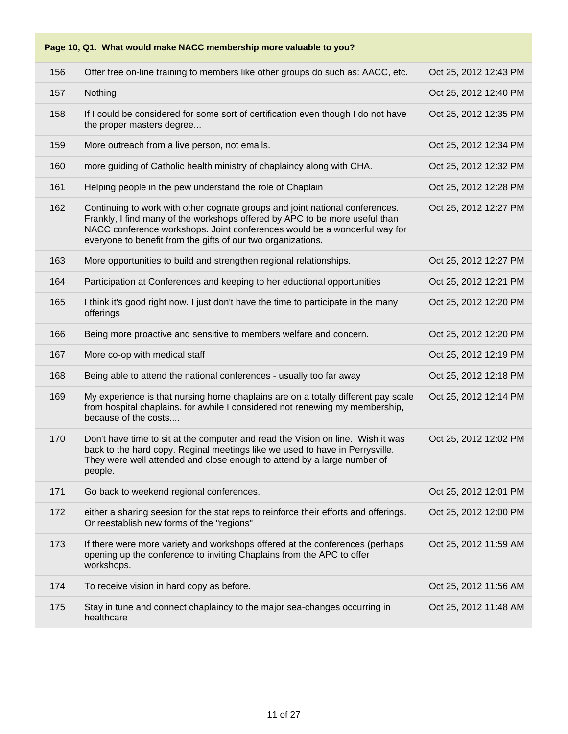| Page 10, Q1. What would make NACC membership more valuable to you? | | |
|---|---|---|
| 156 | Offer free on-line training to members like other groups do such as: AACC, etc. | Oct 25, 2012 12:43 PM |
| 157 | Nothing | Oct 25, 2012 12:40 PM |
| 158 | If I could be considered for some sort of certification even though I do not have the proper masters degree... | Oct 25, 2012 12:35 PM |
| 159 | More outreach from a live person, not emails. | Oct 25, 2012 12:34 PM |
| 160 | more guiding of Catholic health ministry of chaplaincy along with CHA. | Oct 25, 2012 12:32 PM |
| 161 | Helping people in the pew understand the role of Chaplain | Oct 25, 2012 12:28 PM |
| 162 | Continuing to work with other cognate groups and joint national conferences. Frankly, I find many of the workshops offered by APC to be more useful than NACC conference workshops. Joint conferences would be a wonderful way for everyone to benefit from the gifts of our two organizations. | Oct 25, 2012 12:27 PM |
| 163 | More opportunities to build and strengthen regional relationships. | Oct 25, 2012 12:27 PM |
| 164 | Participation at Conferences and keeping to her eductional opportunities | Oct 25, 2012 12:21 PM |
| 165 | I think it's good right now. I just don't have the time to participate in the many offerings | Oct 25, 2012 12:20 PM |
| 166 | Being more proactive and sensitive to members welfare and concern. | Oct 25, 2012 12:20 PM |
| 167 | More co-op with medical staff | Oct 25, 2012 12:19 PM |
| 168 | Being able to attend the national conferences - usually too far away | Oct 25, 2012 12:18 PM |
| 169 | My experience is that nursing home chaplains are on a totally different pay scale from hospital chaplains. for awhile I considered not renewing my membership, because of the costs.... | Oct 25, 2012 12:14 PM |
| 170 | Don't have time to sit at the computer and read the Vision on line. Wish it was back to the hard copy. Reginal meetings like we used to have in Perrysville. They were well attended and close enough to attend by a large number of people. | Oct 25, 2012 12:02 PM |
| 171 | Go back to weekend regional conferences. | Oct 25, 2012 12:01 PM |
| 172 | either a sharing seesion for the stat reps to reinforce their efforts and offerings. Or reestablish new forms of the "regions" | Oct 25, 2012 12:00 PM |
| 173 | If there were more variety and workshops offered at the conferences (perhaps opening up the conference to inviting Chaplains from the APC to offer workshops. | Oct 25, 2012 11:59 AM |
| 174 | To receive vision in hard copy as before. | Oct 25, 2012 11:56 AM |
| 175 | Stay in tune and connect chaplaincy to the major sea-changes occurring in healthcare | Oct 25, 2012 11:48 AM |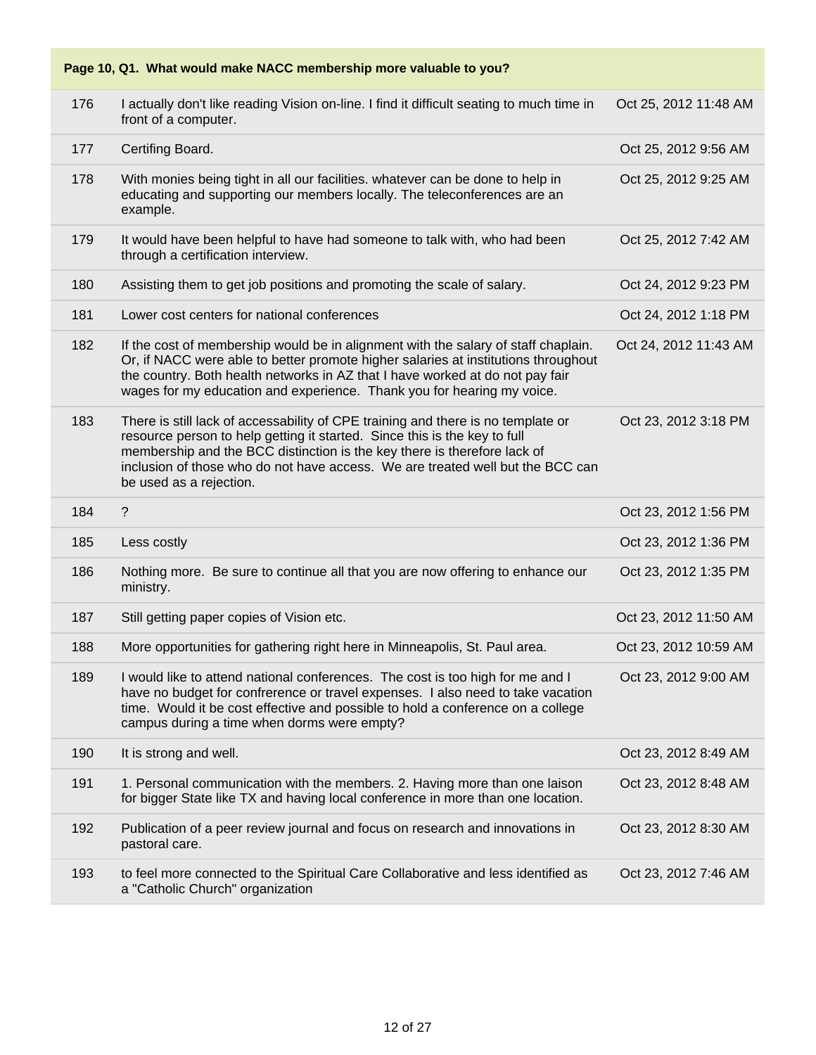| Page 10, Q1. What would make NACC membership more valuable to you? | | |
|---|---|---|
| 176 | I actually don't like reading Vision on-line. I find it difficult seating to much time in front of a computer. | Oct 25, 2012 11:48 AM |
| 177 | Certifing Board. | Oct 25, 2012 9:56 AM |
| 178 | With monies being tight in all our facilities. whatever can be done to help in educating and supporting our members locally. The teleconferences are an example. | Oct 25, 2012 9:25 AM |
| 179 | It would have been helpful to have had someone to talk with, who had been through a certification interview. | Oct 25, 2012 7:42 AM |
| 180 | Assisting them to get job positions and promoting the scale of salary. | Oct 24, 2012 9:23 PM |
| 181 | Lower cost centers for national conferences | Oct 24, 2012 1:18 PM |
| 182 | If the cost of membership would be in alignment with the salary of staff chaplain. Or, if NACC were able to better promote higher salaries at institutions throughout the country. Both health networks in AZ that I have worked at do not pay fair wages for my education and experience. Thank you for hearing my voice. | Oct 24, 2012 11:43 AM |
| 183 | There is still lack of accessability of CPE training and there is no template or resource person to help getting it started. Since this is the key to full membership and the BCC distinction is the key there is therefore lack of inclusion of those who do not have access. We are treated well but the BCC can be used as a rejection. | Oct 23, 2012 3:18 PM |
| 184 | ? | Oct 23, 2012 1:56 PM |
| 185 | Less costly | Oct 23, 2012 1:36 PM |
| 186 | Nothing more. Be sure to continue all that you are now offering to enhance our ministry. | Oct 23, 2012 1:35 PM |
| 187 | Still getting paper copies of Vision etc. | Oct 23, 2012 11:50 AM |
| 188 | More opportunities for gathering right here in Minneapolis, St. Paul area. | Oct 23, 2012 10:59 AM |
| 189 | I would like to attend national conferences. The cost is too high for me and I have no budget for confrerence or travel expenses. I also need to take vacation time. Would it be cost effective and possible to hold a conference on a college campus during a time when dorms were empty? | Oct 23, 2012 9:00 AM |
| 190 | It is strong and well. | Oct 23, 2012 8:49 AM |
| 191 | 1. Personal communication with the members. 2. Having more than one laison for bigger State like TX and having local conference in more than one location. | Oct 23, 2012 8:48 AM |
| 192 | Publication of a peer review journal and focus on research and innovations in pastoral care. | Oct 23, 2012 8:30 AM |
| 193 | to feel more connected to the Spiritual Care Collaborative and less identified as a "Catholic Church" organization | Oct 23, 2012 7:46 AM |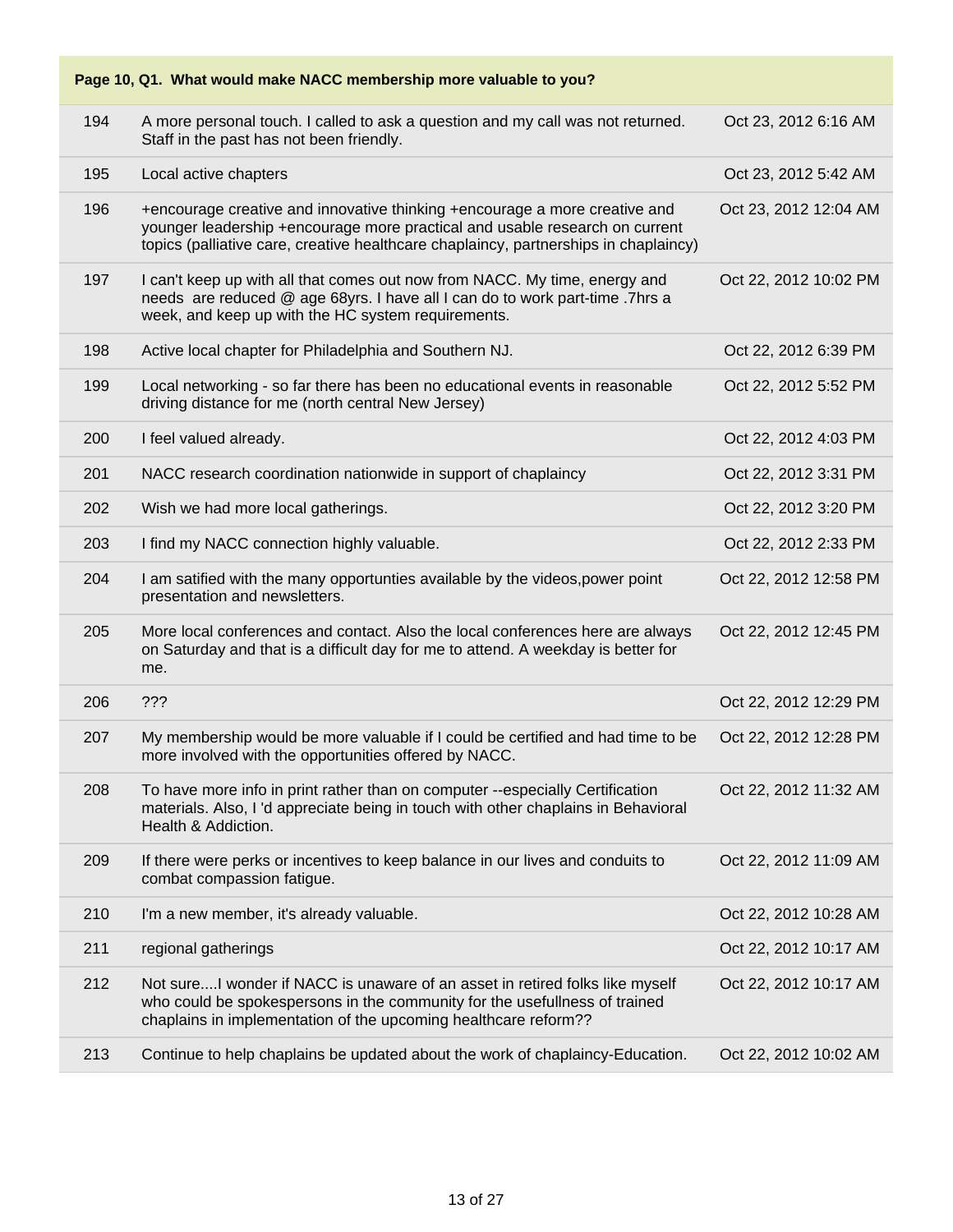| Page 10, Q1. What would make NACC membership more valuable to you? | | |
|---|---|---|
| 194 | A more personal touch. I called to ask a question and my call was not returned. Staff in the past has not been friendly. | Oct 23, 2012 6:16 AM |
| 195 | Local active chapters | Oct 23, 2012 5:42 AM |
| 196 | +encourage creative and innovative thinking +encourage a more creative and younger leadership +encourage more practical and usable research on current topics (palliative care, creative healthcare chaplaincy, partnerships in chaplaincy) | Oct 23, 2012 12:04 AM |
| 197 | I can't keep up with all that comes out now from NACC. My time, energy and needs are reduced @ age 68yrs. I have all I can do to work part-time .7hrs a week, and keep up with the HC system requirements. | Oct 22, 2012 10:02 PM |
| 198 | Active local chapter for Philadelphia and Southern NJ. | Oct 22, 2012 6:39 PM |
| 199 | Local networking - so far there has been no educational events in reasonable driving distance for me (north central New Jersey) | Oct 22, 2012 5:52 PM |
| 200 | I feel valued already. | Oct 22, 2012 4:03 PM |
| 201 | NACC research coordination nationwide in support of chaplaincy | Oct 22, 2012 3:31 PM |
| 202 | Wish we had more local gatherings. | Oct 22, 2012 3:20 PM |
| 203 | I find my NACC connection highly valuable. | Oct 22, 2012 2:33 PM |
| 204 | I am satified with the many opportunties available by the videos,power point presentation and newsletters. | Oct 22, 2012 12:58 PM |
| 205 | More local conferences and contact. Also the local conferences here are always on Saturday and that is a difficult day for me to attend. A weekday is better for me. | Oct 22, 2012 12:45 PM |
| 206 | ??? | Oct 22, 2012 12:29 PM |
| 207 | My membership would be more valuable if I could be certified and had time to be more involved with the opportunities offered by NACC. | Oct 22, 2012 12:28 PM |
| 208 | To have more info in print rather than on computer --especially Certification materials. Also, I 'd appreciate being in touch with other chaplains in Behavioral Health & Addiction. | Oct 22, 2012 11:32 AM |
| 209 | If there were perks or incentives to keep balance in our lives and conduits to combat compassion fatigue. | Oct 22, 2012 11:09 AM |
| 210 | I'm a new member, it's already valuable. | Oct 22, 2012 10:28 AM |
| 211 | regional gatherings | Oct 22, 2012 10:17 AM |
| 212 | Not sure....I wonder if NACC is unaware of an asset in retired folks like myself who could be spokespersons in the community for the usefullness of trained chaplains in implementation of the upcoming healthcare reform?? | Oct 22, 2012 10:17 AM |
| 213 | Continue to help chaplains be updated about the work of chaplaincy-Education. | Oct 22, 2012 10:02 AM |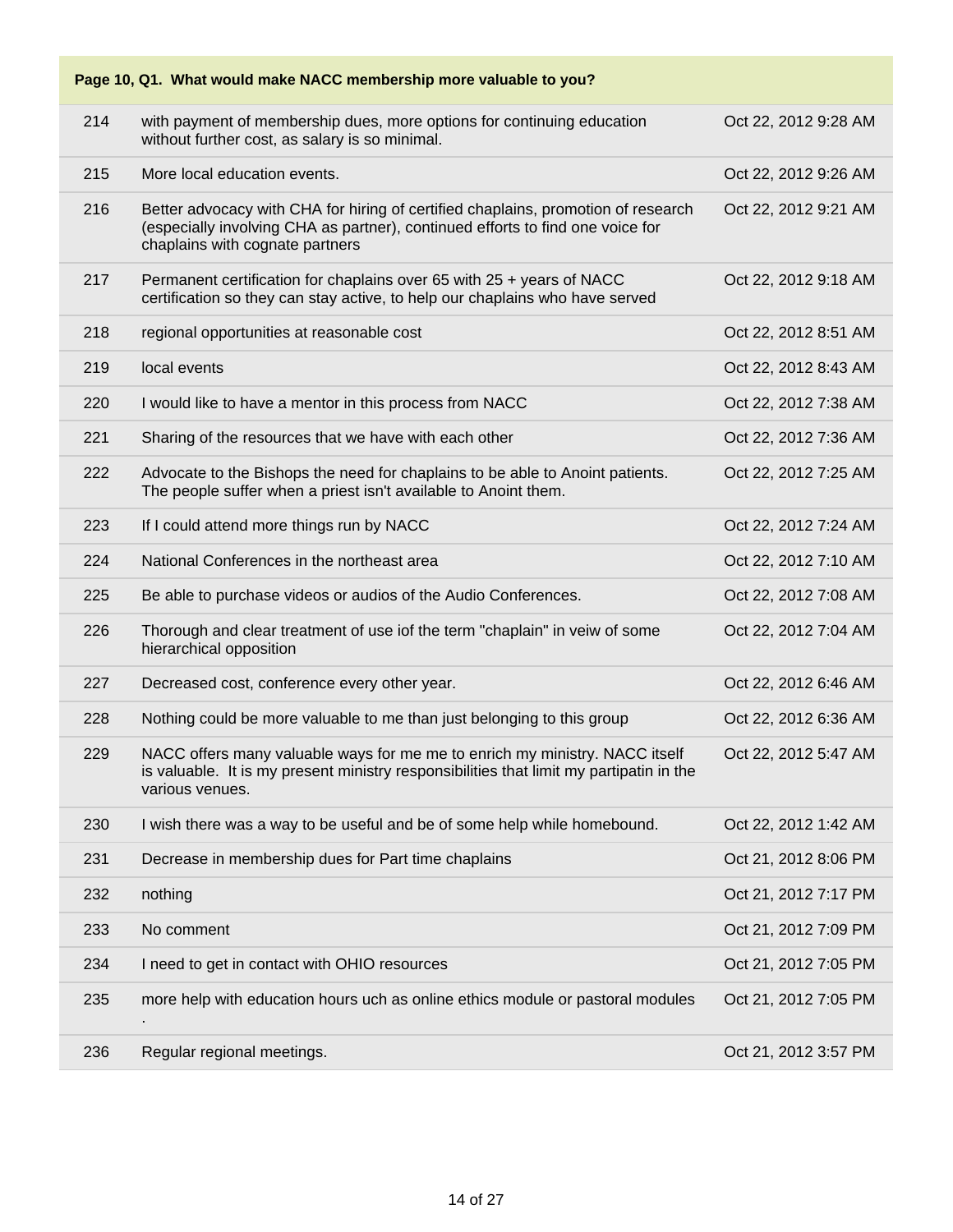| Page 10, Q1. What would make NACC membership more valuable to you? | | |
|---|---|---|
| 214 | with payment of membership dues, more options for continuing education without further cost, as salary is so minimal. | Oct 22, 2012 9:28 AM |
| 215 | More local education events. | Oct 22, 2012 9:26 AM |
| 216 | Better advocacy with CHA for hiring of certified chaplains, promotion of research (especially involving CHA as partner), continued efforts to find one voice for chaplains with cognate partners | Oct 22, 2012 9:21 AM |
| 217 | Permanent certification for chaplains over 65 with 25 + years of NACC certification so they can stay active, to help our chaplains who have served | Oct 22, 2012 9:18 AM |
| 218 | regional opportunities at reasonable cost | Oct 22, 2012 8:51 AM |
| 219 | local events | Oct 22, 2012 8:43 AM |
| 220 | I would like to have a mentor in this process from NACC | Oct 22, 2012 7:38 AM |
| 221 | Sharing of the resources that we have with each other | Oct 22, 2012 7:36 AM |
| 222 | Advocate to the Bishops the need for chaplains to be able to Anoint patients. The people suffer when a priest isn't available to Anoint them. | Oct 22, 2012 7:25 AM |
| 223 | If I could attend more things run by NACC | Oct 22, 2012 7:24 AM |
| 224 | National Conferences in the northeast area | Oct 22, 2012 7:10 AM |
| 225 | Be able to purchase videos or audios of the Audio Conferences. | Oct 22, 2012 7:08 AM |
| 226 | Thorough and clear treatment of use iof the term "chaplain" in veiw of some hierarchical opposition | Oct 22, 2012 7:04 AM |
| 227 | Decreased cost, conference every other year. | Oct 22, 2012 6:46 AM |
| 228 | Nothing could be more valuable to me than just belonging to this group | Oct 22, 2012 6:36 AM |
| 229 | NACC offers many valuable ways for me me to enrich my ministry. NACC itself is valuable. It is my present ministry responsibilities that limit my partipatin in the various venues. | Oct 22, 2012 5:47 AM |
| 230 | I wish there was a way to be useful and be of some help while homebound. | Oct 22, 2012 1:42 AM |
| 231 | Decrease in membership dues for Part time chaplains | Oct 21, 2012 8:06 PM |
| 232 | nothing | Oct 21, 2012 7:17 PM |
| 233 | No comment | Oct 21, 2012 7:09 PM |
| 234 | I need to get in contact with OHIO resources | Oct 21, 2012 7:05 PM |
| 235 | more help with education hours uch as online ethics module or pastoral modules . | Oct 21, 2012 7:05 PM |
| 236 | Regular regional meetings. | Oct 21, 2012 3:57 PM |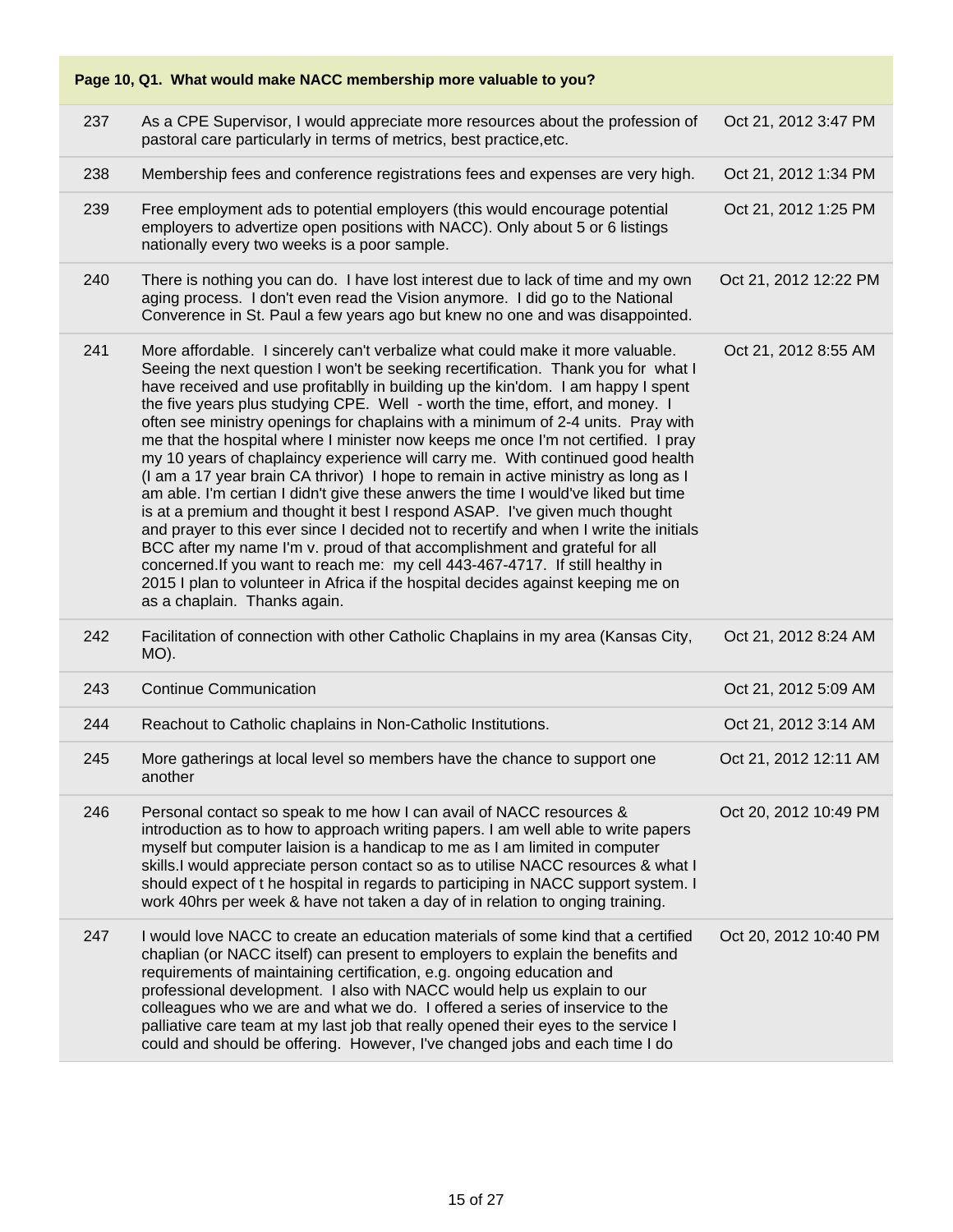| Page 10, Q1. What would make NACC membership more valuable to you? | | |
|---|---|---|
| 237 | As a CPE Supervisor, I would appreciate more resources about the profession of pastoral care particularly in terms of metrics, best practice,etc. | Oct 21, 2012 3:47 PM |
| 238 | Membership fees and conference registrations fees and expenses are very high. | Oct 21, 2012 1:34 PM |
| 239 | Free employment ads to potential employers (this would encourage potential employers to advertize open positions with NACC). Only about 5 or 6 listings nationally every two weeks is a poor sample. | Oct 21, 2012 1:25 PM |
| 240 | There is nothing you can do. I have lost interest due to lack of time and my own aging process. I don't even read the Vision anymore. I did go to the National Converence in St. Paul a few years ago but knew no one and was disappointed. | Oct 21, 2012 12:22 PM |
| 241 | More affordable. I sincerely can't verbalize what could make it more valuable. Seeing the next question I won't be seeking recertification. Thank you for what I have received and use profitablly in building up the kin'dom. I am happy I spent the five years plus studying CPE. Well - worth the time, effort, and money. I often see ministry openings for chaplains with a minimum of 2-4 units. Pray with me that the hospital where I minister now keeps me once I'm not certified. I pray my 10 years of chaplaincy experience will carry me. With continued good health (I am a 17 year brain CA thrivor) I hope to remain in active ministry as long as I am able. I'm certian I didn't give these anwers the time I would've liked but time is at a premium and thought it best I respond ASAP. I've given much thought and prayer to this ever since I decided not to recertify and when I write the initials BCC after my name I'm v. proud of that accomplishment and grateful for all concerned.If you want to reach me: my cell 443-467-4717. If still healthy in 2015 I plan to volunteer in Africa if the hospital decides against keeping me on as a chaplain. Thanks again. | Oct 21, 2012 8:55 AM |
| 242 | Facilitation of connection with other Catholic Chaplains in my area (Kansas City, MO). | Oct 21, 2012 8:24 AM |
| 243 | Continue Communication | Oct 21, 2012 5:09 AM |
| 244 | Reachout to Catholic chaplains in Non-Catholic Institutions. | Oct 21, 2012 3:14 AM |
| 245 | More gatherings at local level so members have the chance to support one another | Oct 21, 2012 12:11 AM |
| 246 | Personal contact so speak to me how I can avail of NACC resources & introduction as to how to approach writing papers. I am well able to write papers myself but computer laision is a handicap to me as I am limited in computer skills.I would appreciate person contact so as to utilise NACC resources & what I should expect of t he hospital in regards to participing in NACC support system. I work 40hrs per week & have not taken a day of in relation to onging training. | Oct 20, 2012 10:49 PM |
| 247 | I would love NACC to create an education materials of some kind that a certified chaplian (or NACC itself) can present to employers to explain the benefits and requirements of maintaining certification, e.g. ongoing education and professional development. I also with NACC would help us explain to our colleagues who we are and what we do. I offered a series of inservice to the palliative care team at my last job that really opened their eyes to the service I could and should be offering. However, I've changed jobs and each time I do | Oct 20, 2012 10:40 PM |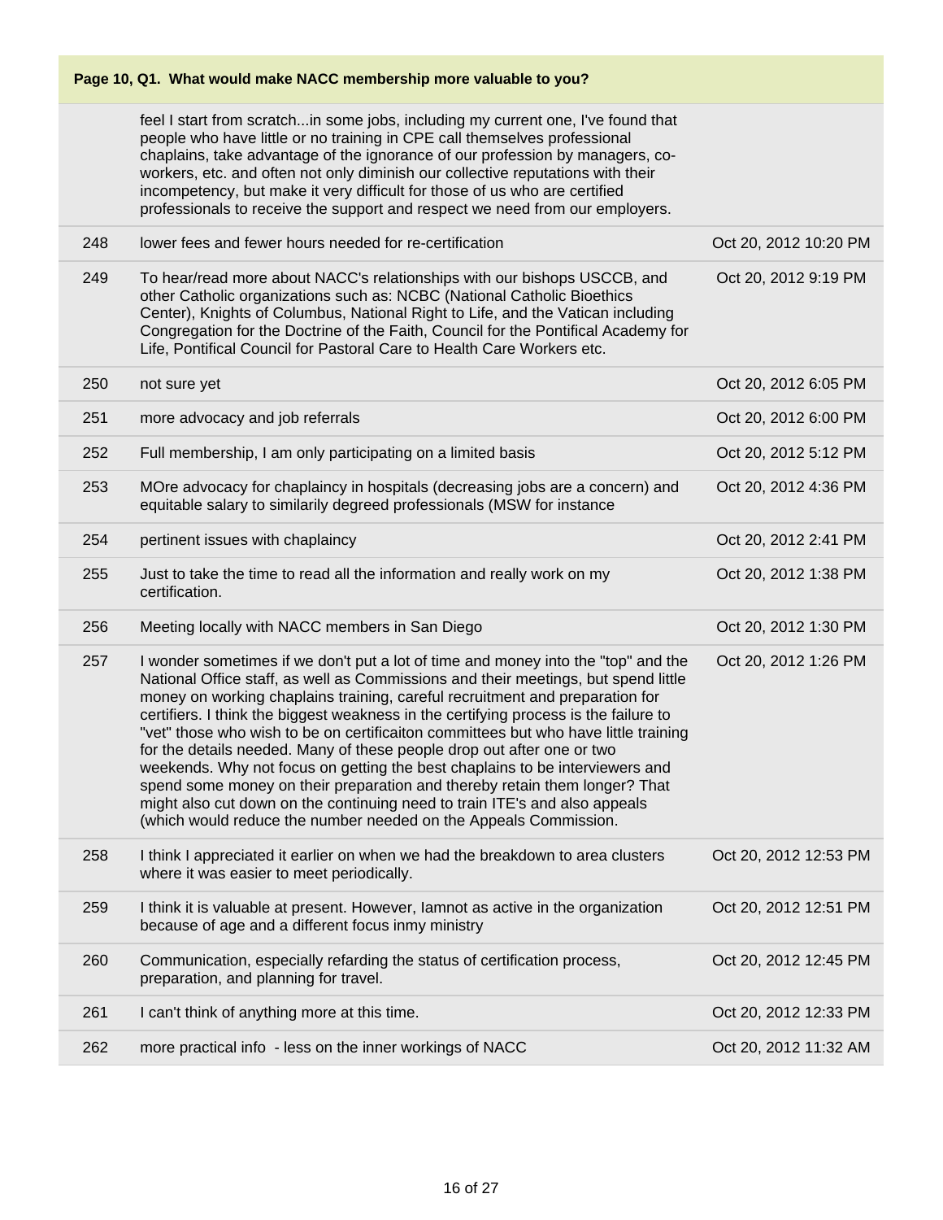**Page 10, Q1. What would make NACC membership more valuable to you?**

| | | |
|---|---|---|
| | feel I start from scratch...in some jobs, including my current one, I've found that people who have little or no training in CPE call themselves professional chaplains, take advantage of the ignorance of our profession by managers, co-workers, etc. and often not only diminish our collective reputations with their incompetency, but make it very difficult for those of us who are certified professionals to receive the support and respect we need from our employers. | |
| 248 | lower fees and fewer hours needed for re-certification | Oct 20, 2012 10:20 PM |
| 249 | To hear/read more about NACC's relationships with our bishops USCCB, and other Catholic organizations such as: NCBC (National Catholic Bioethics Center), Knights of Columbus, National Right to Life, and the Vatican including Congregation for the Doctrine of the Faith, Council for the Pontifical Academy for Life, Pontifical Council for Pastoral Care to Health Care Workers etc. | Oct 20, 2012 9:19 PM |
| 250 | not sure yet | Oct 20, 2012 6:05 PM |
| 251 | more advocacy and job referrals | Oct 20, 2012 6:00 PM |
| 252 | Full membership, I am only participating on a limited basis | Oct 20, 2012 5:12 PM |
| 253 | MOre advocacy for chaplaincy in hospitals (decreasing jobs are a concern) and equitable salary to similarly degreed professionals (MSW for instance | Oct 20, 2012 4:36 PM |
| 254 | pertinent issues with chaplaincy | Oct 20, 2012 2:41 PM |
| 255 | Just to take the time to read all the information and really work on my certification. | Oct 20, 2012 1:38 PM |
| 256 | Meeting locally with NACC members in San Diego | Oct 20, 2012 1:30 PM |
| 257 | I wonder sometimes if we don't put a lot of time and money into the "top" and the National Office staff, as well as Commissions and their meetings, but spend little money on working chaplains training, careful recruitment and preparation for certifiers. I think the biggest weakness in the certifying process is the failure to "vet" those who wish to be on certificaiton committees but who have little training for the details needed. Many of these people drop out after one or two weekends. Why not focus on getting the best chaplains to be interviewers and spend some money on their preparation and thereby retain them longer? That might also cut down on the continuing need to train ITE's and also appeals (which would reduce the number needed on the Appeals Commission. | Oct 20, 2012 1:26 PM |
| 258 | I think I appreciated it earlier on when we had the breakdown to area clusters where it was easier to meet periodically. | Oct 20, 2012 12:53 PM |
| 259 | I think it is valuable at present. However, Iamnot as active in the organization because of age and a different focus inmy ministry | Oct 20, 2012 12:51 PM |
| 260 | Communication, especially refarding the status of certification process, preparation, and planning for travel. | Oct 20, 2012 12:45 PM |
| 261 | I can't think of anything more at this time. | Oct 20, 2012 12:33 PM |
| 262 | more practical info - less on the inner workings of NACC | Oct 20, 2012 11:32 AM |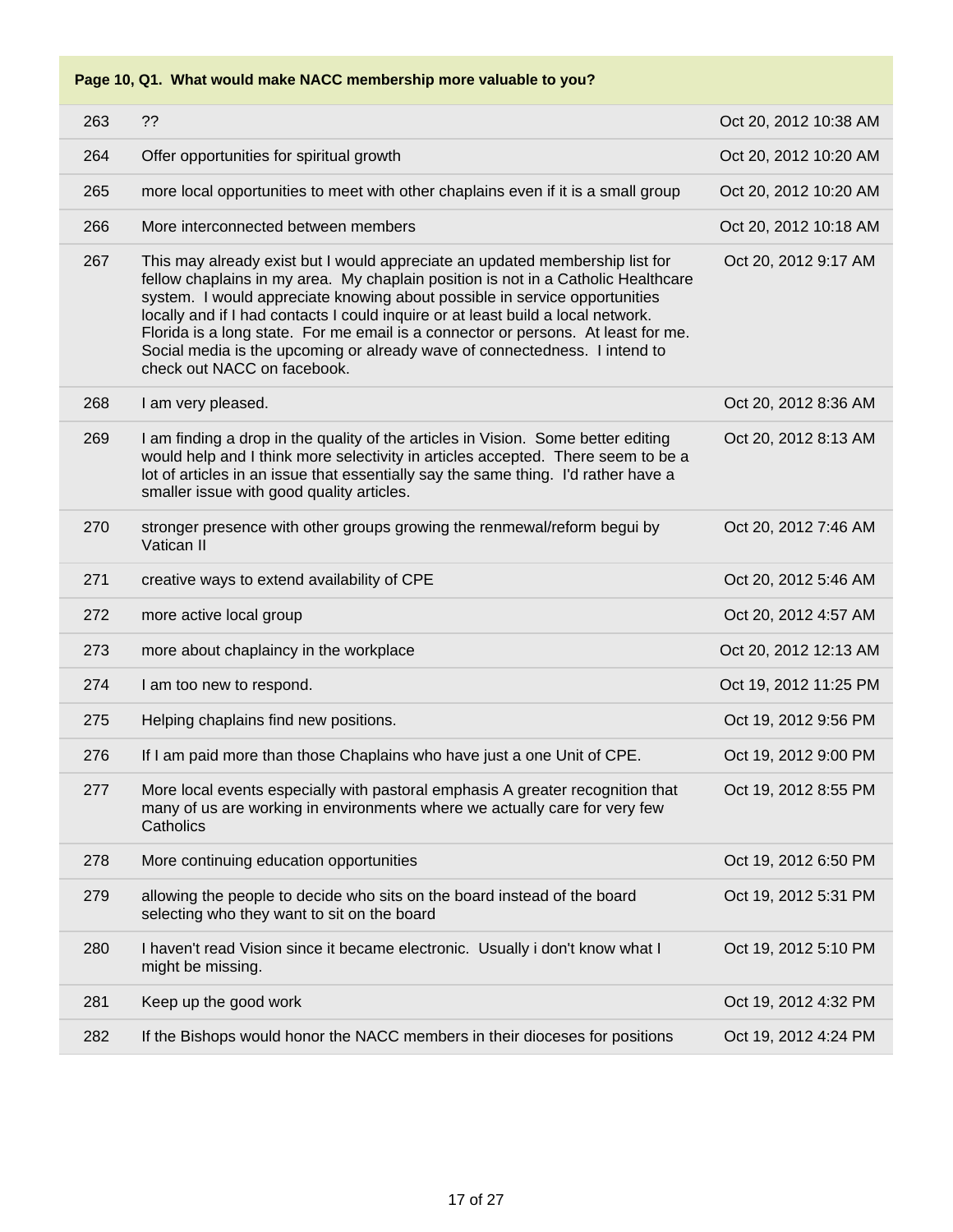| Page 10, Q1. What would make NACC membership more valuable to you? | | |
|---|---|---|
| 263 | ?? | Oct 20, 2012 10:38 AM |
| 264 | Offer opportunities for spiritual growth | Oct 20, 2012 10:20 AM |
| 265 | more local opportunities to meet with other chaplains even if it is a small group | Oct 20, 2012 10:20 AM |
| 266 | More interconnected between members | Oct 20, 2012 10:18 AM |
| 267 | This may already exist but I would appreciate an updated membership list for fellow chaplains in my area. My chaplain position is not in a Catholic Healthcare system. I would appreciate knowing about possible in service opportunities locally and if I had contacts I could inquire or at least build a local network. Florida is a long state. For me email is a connector or persons. At least for me. Social media is the upcoming or already wave of connectedness. I intend to check out NACC on facebook. | Oct 20, 2012 9:17 AM |
| 268 | I am very pleased. | Oct 20, 2012 8:36 AM |
| 269 | I am finding a drop in the quality of the articles in Vision. Some better editing would help and I think more selectivity in articles accepted. There seem to be a lot of articles in an issue that essentially say the same thing. I'd rather have a smaller issue with good quality articles. | Oct 20, 2012 8:13 AM |
| 270 | stronger presence with other groups growing the renmewal/reform begui by Vatican II | Oct 20, 2012 7:46 AM |
| 271 | creative ways to extend availability of CPE | Oct 20, 2012 5:46 AM |
| 272 | more active local group | Oct 20, 2012 4:57 AM |
| 273 | more about chaplaincy in the workplace | Oct 20, 2012 12:13 AM |
| 274 | I am too new to respond. | Oct 19, 2012 11:25 PM |
| 275 | Helping chaplains find new positions. | Oct 19, 2012 9:56 PM |
| 276 | If I am paid more than those Chaplains who have just a one Unit of CPE. | Oct 19, 2012 9:00 PM |
| 277 | More local events especially with pastoral emphasis A greater recognition that many of us are working in environments where we actually care for very few Catholics | Oct 19, 2012 8:55 PM |
| 278 | More continuing education opportunities | Oct 19, 2012 6:50 PM |
| 279 | allowing the people to decide who sits on the board instead of the board selecting who they want to sit on the board | Oct 19, 2012 5:31 PM |
| 280 | I haven't read Vision since it became electronic. Usually i don't know what I might be missing. | Oct 19, 2012 5:10 PM |
| 281 | Keep up the good work | Oct 19, 2012 4:32 PM |
| 282 | If the Bishops would honor the NACC members in their dioceses for positions | Oct 19, 2012 4:24 PM |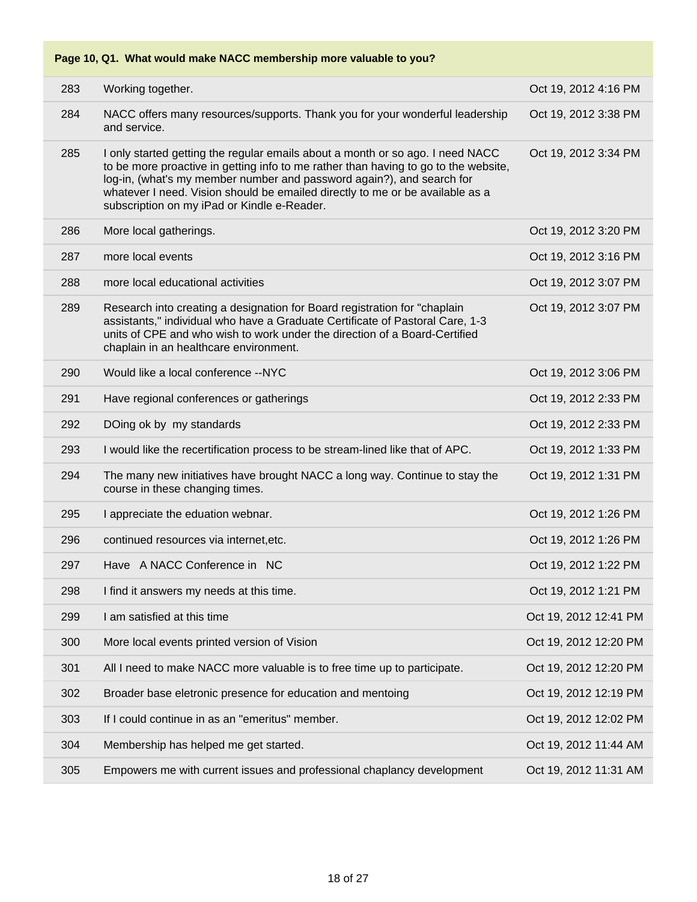| Page 10, Q1. What would make NACC membership more valuable to you? | | |
|---|---|---|
| 283 | Working together. | Oct 19, 2012 4:16 PM |
| 284 | NACC offers many resources/supports. Thank you for your wonderful leadership and service. | Oct 19, 2012 3:38 PM |
| 285 | I only started getting the regular emails about a month or so ago. I need NACC to be more proactive in getting info to me rather than having to go to the website, log-in, (what's my member number and password again?), and search for whatever I need. Vision should be emailed directly to me or be available as a subscription on my iPad or Kindle e-Reader. | Oct 19, 2012 3:34 PM |
| 286 | More local gatherings. | Oct 19, 2012 3:20 PM |
| 287 | more local events | Oct 19, 2012 3:16 PM |
| 288 | more local educational activities | Oct 19, 2012 3:07 PM |
| 289 | Research into creating a designation for Board registration for "chaplain assistants," individual who have a Graduate Certificate of Pastoral Care, 1-3 units of CPE and who wish to work under the direction of a Board-Certified chaplain in an healthcare environment. | Oct 19, 2012 3:07 PM |
| 290 | Would like a local conference --NYC | Oct 19, 2012 3:06 PM |
| 291 | Have regional conferences or gatherings | Oct 19, 2012 2:33 PM |
| 292 | DOing ok by my standards | Oct 19, 2012 2:33 PM |
| 293 | I would like the recertification process to be stream-lined like that of APC. | Oct 19, 2012 1:33 PM |
| 294 | The many new initiatives have brought NACC a long way. Continue to stay the course in these changing times. | Oct 19, 2012 1:31 PM |
| 295 | I appreciate the eduation webnar. | Oct 19, 2012 1:26 PM |
| 296 | continued resources via internet,etc. | Oct 19, 2012 1:26 PM |
| 297 | Have A NACC Conference in NC | Oct 19, 2012 1:22 PM |
| 298 | I find it answers my needs at this time. | Oct 19, 2012 1:21 PM |
| 299 | I am satisfied at this time | Oct 19, 2012 12:41 PM |
| 300 | More local events printed version of Vision | Oct 19, 2012 12:20 PM |
| 301 | All I need to make NACC more valuable is to free time up to participate. | Oct 19, 2012 12:20 PM |
| 302 | Broader base eletronic presence for education and mentoing | Oct 19, 2012 12:19 PM |
| 303 | If I could continue in as an "emeritus" member. | Oct 19, 2012 12:02 PM |
| 304 | Membership has helped me get started. | Oct 19, 2012 11:44 AM |
| 305 | Empowers me with current issues and professional chaplancy development | Oct 19, 2012 11:31 AM |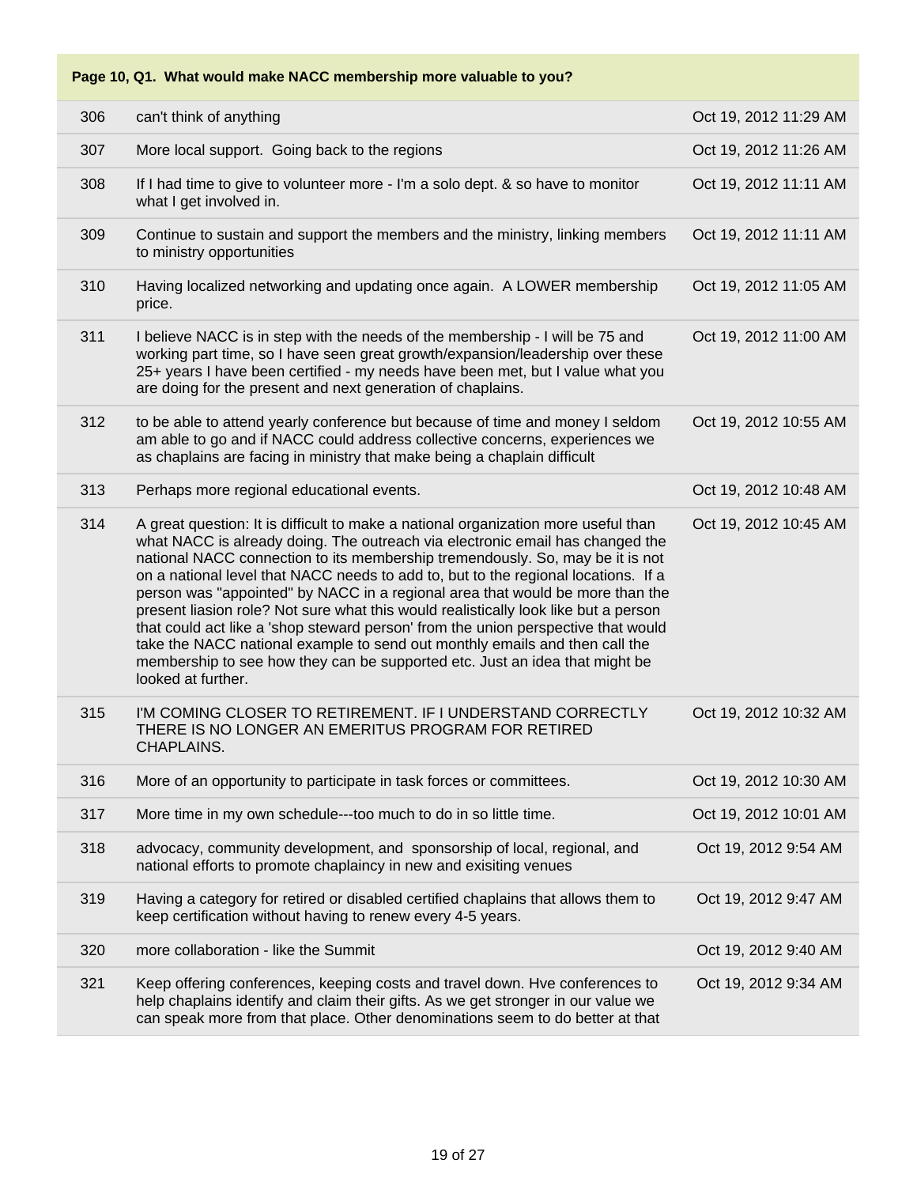| Page 10, Q1. What would make NACC membership more valuable to you? | | |
|---|---|---|
| 306 | can't think of anything | Oct 19, 2012 11:29 AM |
| 307 | More local support. Going back to the regions | Oct 19, 2012 11:26 AM |
| 308 | If I had time to give to volunteer more - I'm a solo dept. & so have to monitor what I get involved in. | Oct 19, 2012 11:11 AM |
| 309 | Continue to sustain and support the members and the ministry, linking members to ministry opportunities | Oct 19, 2012 11:11 AM |
| 310 | Having localized networking and updating once again. A LOWER membership price. | Oct 19, 2012 11:05 AM |
| 311 | I believe NACC is in step with the needs of the membership - I will be 75 and working part time, so I have seen great growth/expansion/leadership over these 25+ years I have been certified - my needs have been met, but I value what you are doing for the present and next generation of chaplains. | Oct 19, 2012 11:00 AM |
| 312 | to be able to attend yearly conference but because of time and money I seldom am able to go and if NACC could address collective concerns, experiences we as chaplains are facing in ministry that make being a chaplain difficult | Oct 19, 2012 10:55 AM |
| 313 | Perhaps more regional educational events. | Oct 19, 2012 10:48 AM |
| 314 | A great question: It is difficult to make a national organization more useful than what NACC is already doing. The outreach via electronic email has changed the national NACC connection to its membership tremendously. So, may be it is not on a national level that NACC needs to add to, but to the regional locations. If a person was "appointed" by NACC in a regional area that would be more than the present liasion role? Not sure what this would realistically look like but a person that could act like a 'shop steward person' from the union perspective that would take the NACC national example to send out monthly emails and then call the membership to see how they can be supported etc. Just an idea that might be looked at further. | Oct 19, 2012 10:45 AM |
| 315 | I'M COMING CLOSER TO RETIREMENT. IF I UNDERSTAND CORRECTLY THERE IS NO LONGER AN EMERITUS PROGRAM FOR RETIRED CHAPLAINS. | Oct 19, 2012 10:32 AM |
| 316 | More of an opportunity to participate in task forces or committees. | Oct 19, 2012 10:30 AM |
| 317 | More time in my own schedule---too much to do in so little time. | Oct 19, 2012 10:01 AM |
| 318 | advocacy, community development, and sponsorship of local, regional, and national efforts to promote chaplaincy in new and exisiting venues | Oct 19, 2012 9:54 AM |
| 319 | Having a category for retired or disabled certified chaplains that allows them to keep certification without having to renew every 4-5 years. | Oct 19, 2012 9:47 AM |
| 320 | more collaboration - like the Summit | Oct 19, 2012 9:40 AM |
| 321 | Keep offering conferences, keeping costs and travel down. Hve conferences to help chaplains identify and claim their gifts. As we get stronger in our value we can speak more from that place. Other denominations seem to do better at that | Oct 19, 2012 9:34 AM |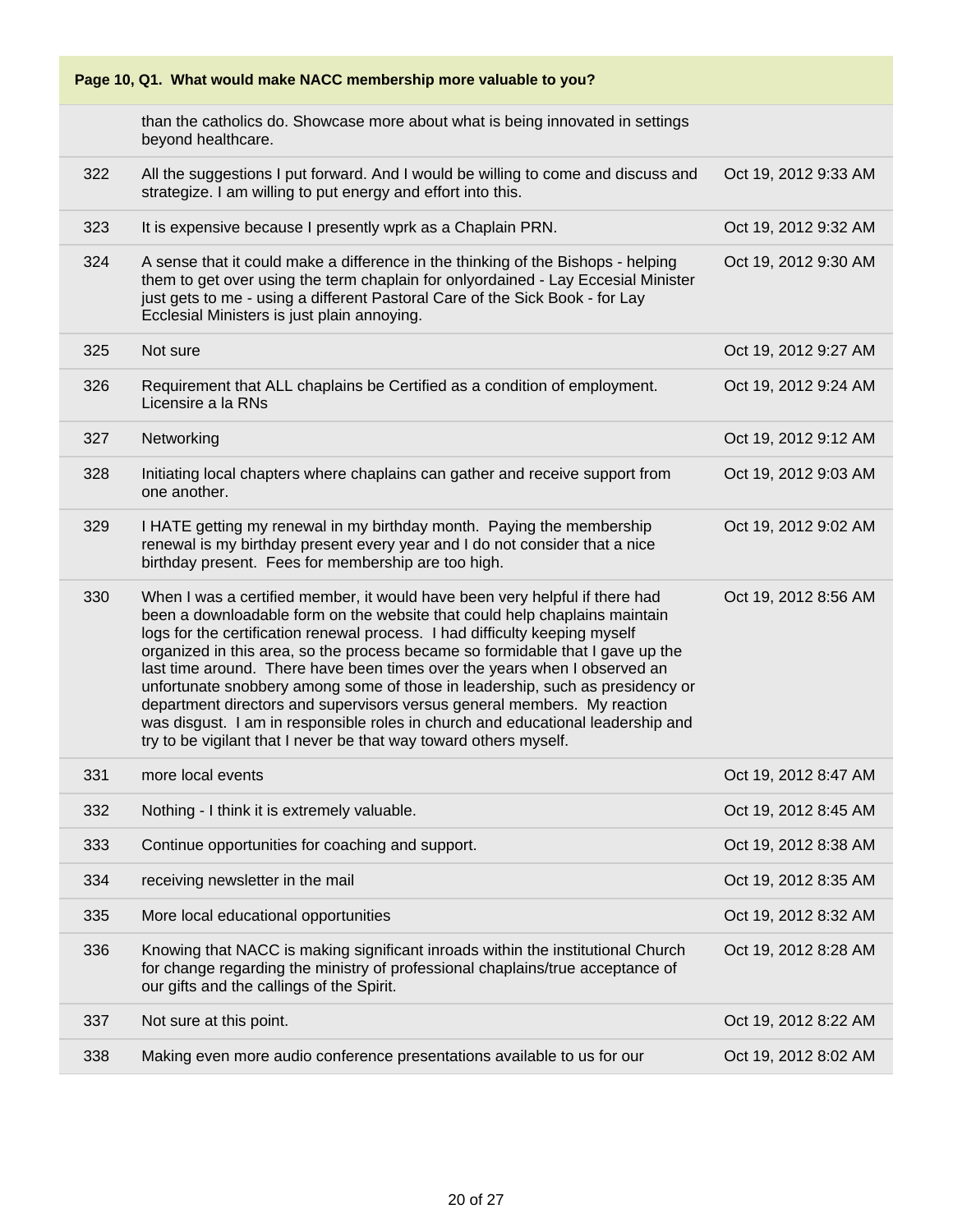**Page 10, Q1. What would make NACC membership more valuable to you?**

| | | |
|---|---|---|
| | than the catholics do. Showcase more about what is being innovated in settings beyond healthcare. | |
| 322 | All the suggestions I put forward. And I would be willing to come and discuss and strategize. I am willing to put energy and effort into this. | Oct 19, 2012 9:33 AM |
| 323 | It is expensive because I presently wprk as a Chaplain PRN. | Oct 19, 2012 9:32 AM |
| 324 | A sense that it could make a difference in the thinking of the Bishops - helping them to get over using the term chaplain for onlyordained - Lay Eccesial Minister just gets to me - using a different Pastoral Care of the Sick Book - for Lay Ecclesial Ministers is just plain annoying. | Oct 19, 2012 9:30 AM |
| 325 | Not sure | Oct 19, 2012 9:27 AM |
| 326 | Requirement that ALL chaplains be Certified as a condition of employment. Licensire a la RNs | Oct 19, 2012 9:24 AM |
| 327 | Networking | Oct 19, 2012 9:12 AM |
| 328 | Initiating local chapters where chaplains can gather and receive support from one another. | Oct 19, 2012 9:03 AM |
| 329 | I HATE getting my renewal in my birthday month. Paying the membership renewal is my birthday present every year and I do not consider that a nice birthday present. Fees for membership are too high. | Oct 19, 2012 9:02 AM |
| 330 | When I was a certified member, it would have been very helpful if there had been a downloadable form on the website that could help chaplains maintain logs for the certification renewal process. I had difficulty keeping myself organized in this area, so the process became so formidable that I gave up the last time around. There have been times over the years when I observed an unfortunate snobbery among some of those in leadership, such as presidency or department directors and supervisors versus general members. My reaction was disgust. I am in responsible roles in church and educational leadership and try to be vigilant that I never be that way toward others myself. | Oct 19, 2012 8:56 AM |
| 331 | more local events | Oct 19, 2012 8:47 AM |
| 332 | Nothing - I think it is extremely valuable. | Oct 19, 2012 8:45 AM |
| 333 | Continue opportunities for coaching and support. | Oct 19, 2012 8:38 AM |
| 334 | receiving newsletter in the mail | Oct 19, 2012 8:35 AM |
| 335 | More local educational opportunities | Oct 19, 2012 8:32 AM |
| 336 | Knowing that NACC is making significant inroads within the institutional Church for change regarding the ministry of professional chaplains/true acceptance of our gifts and the callings of the Spirit. | Oct 19, 2012 8:28 AM |
| 337 | Not sure at this point. | Oct 19, 2012 8:22 AM |
| 338 | Making even more audio conference presentations available to us for our | Oct 19, 2012 8:02 AM |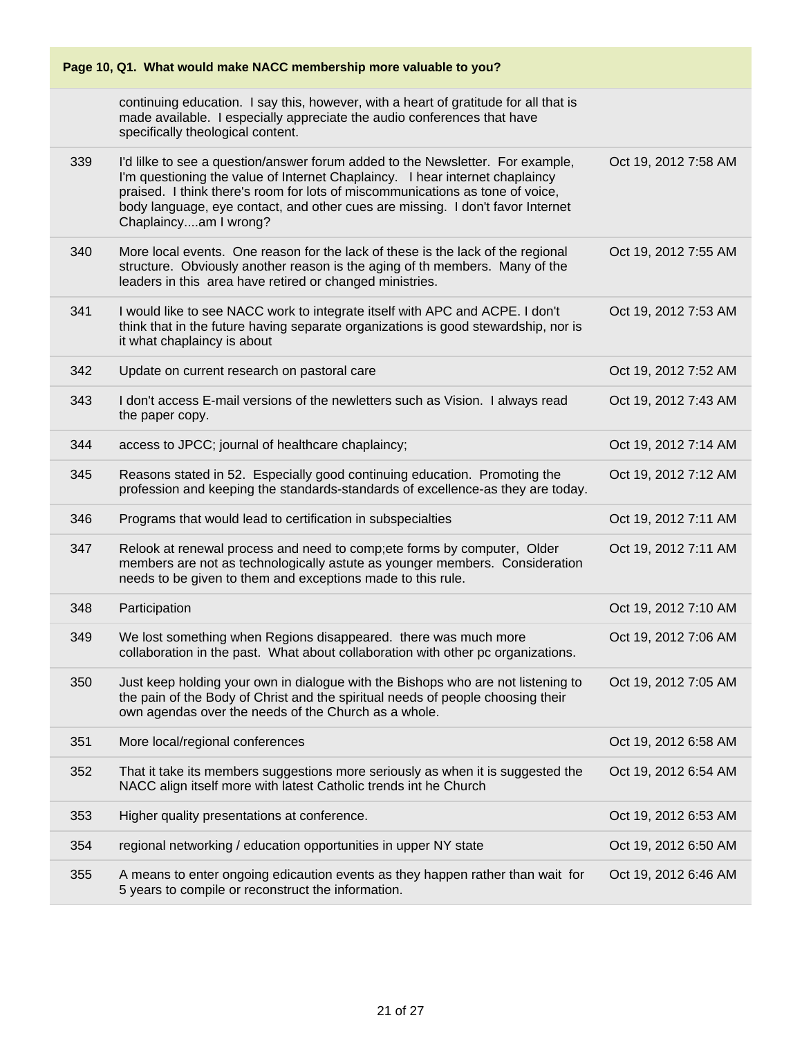**Page 10, Q1. What would make NACC membership more valuable to you?**

| | | |
|---|---|---|
| | continuing education. I say this, however, with a heart of gratitude for all that is made available. I especially appreciate the audio conferences that have specifically theological content. | |
| 339 | I'd lilke to see a question/answer forum added to the Newsletter. For example, I'm questioning the value of Internet Chaplaincy. I hear internet chaplaincy praised. I think there's room for lots of miscommunications as tone of voice, body language, eye contact, and other cues are missing. I don't favor Internet Chaplaincy....am I wrong? | Oct 19, 2012 7:58 AM |
| 340 | More local events. One reason for the lack of these is the lack of the regional structure. Obviously another reason is the aging of th members. Many of the leaders in this area have retired or changed ministries. | Oct 19, 2012 7:55 AM |
| 341 | I would like to see NACC work to integrate itself with APC and ACPE. I don't think that in the future having separate organizations is good stewardship, nor is it what chaplaincy is about | Oct 19, 2012 7:53 AM |
| 342 | Update on current research on pastoral care | Oct 19, 2012 7:52 AM |
| 343 | I don't access E-mail versions of the newletters such as Vision. I always read the paper copy. | Oct 19, 2012 7:43 AM |
| 344 | access to JPCC; journal of healthcare chaplaincy; | Oct 19, 2012 7:14 AM |
| 345 | Reasons stated in 52. Especially good continuing education. Promoting the profession and keeping the standards-standards of excellence-as they are today. | Oct 19, 2012 7:12 AM |
| 346 | Programs that would lead to certification in subspecialties | Oct 19, 2012 7:11 AM |
| 347 | Relook at renewal process and need to comp;ete forms by computer, Older members are not as technologically astute as younger members. Consideration needs to be given to them and exceptions made to this rule. | Oct 19, 2012 7:11 AM |
| 348 | Participation | Oct 19, 2012 7:10 AM |
| 349 | We lost something when Regions disappeared. there was much more collaboration in the past. What about collaboration with other pc organizations. | Oct 19, 2012 7:06 AM |
| 350 | Just keep holding your own in dialogue with the Bishops who are not listening to the pain of the Body of Christ and the spiritual needs of people choosing their own agendas over the needs of the Church as a whole. | Oct 19, 2012 7:05 AM |
| 351 | More local/regional conferences | Oct 19, 2012 6:58 AM |
| 352 | That it take its members suggestions more seriously as when it is suggested the NACC align itself more with latest Catholic trends int he Church | Oct 19, 2012 6:54 AM |
| 353 | Higher quality presentations at conference. | Oct 19, 2012 6:53 AM |
| 354 | regional networking / education opportunities in upper NY state | Oct 19, 2012 6:50 AM |
| 355 | A means to enter ongoing edicaution events as they happen rather than wait for 5 years to compile or reconstruct the information. | Oct 19, 2012 6:46 AM |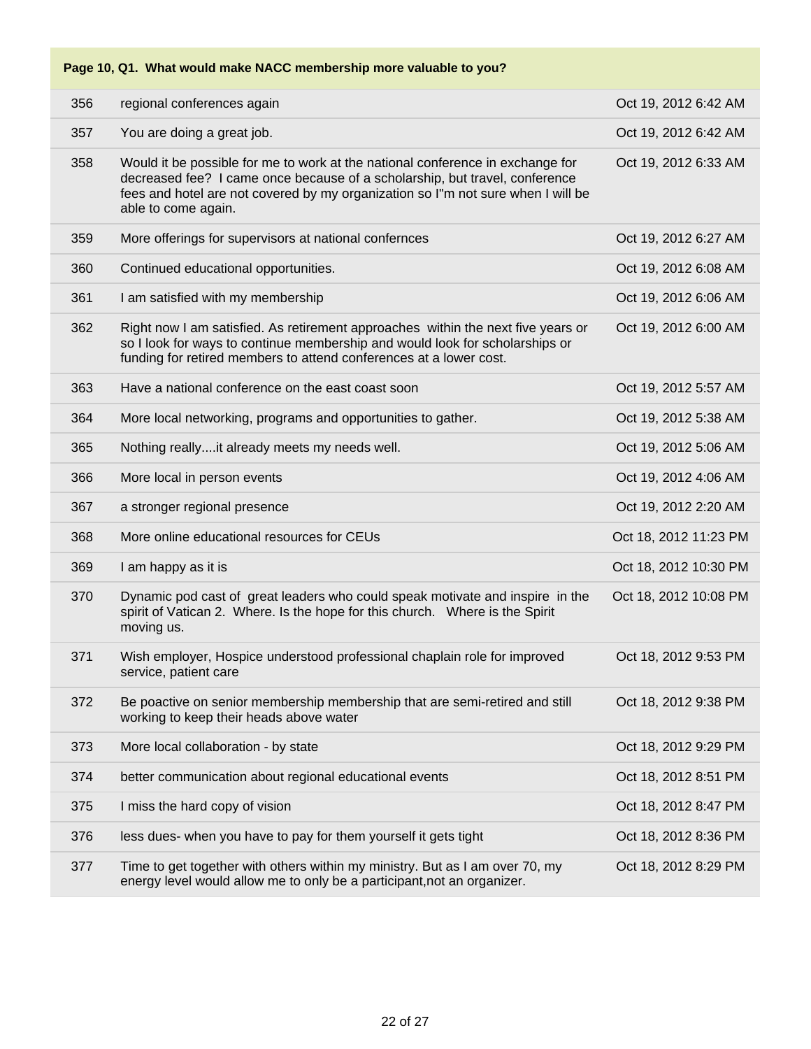| Page 10, Q1. What would make NACC membership more valuable to you? | | |
|---|---|---|
| 356 | regional conferences again | Oct 19, 2012 6:42 AM |
| 357 | You are doing a great job. | Oct 19, 2012 6:42 AM |
| 358 | Would it be possible for me to work at the national conference in exchange for decreased fee? I came once because of a scholarship, but travel, conference fees and hotel are not covered by my organization so I"m not sure when I will be able to come again. | Oct 19, 2012 6:33 AM |
| 359 | More offerings for supervisors at national confernces | Oct 19, 2012 6:27 AM |
| 360 | Continued educational opportunities. | Oct 19, 2012 6:08 AM |
| 361 | I am satisfied with my membership | Oct 19, 2012 6:06 AM |
| 362 | Right now I am satisfied. As retirement approaches within the next five years or so I look for ways to continue membership and would look for scholarships or funding for retired members to attend conferences at a lower cost. | Oct 19, 2012 6:00 AM |
| 363 | Have a national conference on the east coast soon | Oct 19, 2012 5:57 AM |
| 364 | More local networking, programs and opportunities to gather. | Oct 19, 2012 5:38 AM |
| 365 | Nothing really....it already meets my needs well. | Oct 19, 2012 5:06 AM |
| 366 | More local in person events | Oct 19, 2012 4:06 AM |
| 367 | a stronger regional presence | Oct 19, 2012 2:20 AM |
| 368 | More online educational resources for CEUs | Oct 18, 2012 11:23 PM |
| 369 | I am happy as it is | Oct 18, 2012 10:30 PM |
| 370 | Dynamic pod cast of great leaders who could speak motivate and inspire in the spirit of Vatican 2. Where. Is the hope for this church. Where is the Spirit moving us. | Oct 18, 2012 10:08 PM |
| 371 | Wish employer, Hospice understood professional chaplain role for improved service, patient care | Oct 18, 2012 9:53 PM |
| 372 | Be poactive on senior membership membership that are semi-retired and still working to keep their heads above water | Oct 18, 2012 9:38 PM |
| 373 | More local collaboration - by state | Oct 18, 2012 9:29 PM |
| 374 | better communication about regional educational events | Oct 18, 2012 8:51 PM |
| 375 | I miss the hard copy of vision | Oct 18, 2012 8:47 PM |
| 376 | less dues- when you have to pay for them yourself it gets tight | Oct 18, 2012 8:36 PM |
| 377 | Time to get together with others within my ministry. But as I am over 70, my energy level would allow me to only be a participant,not an organizer. | Oct 18, 2012 8:29 PM |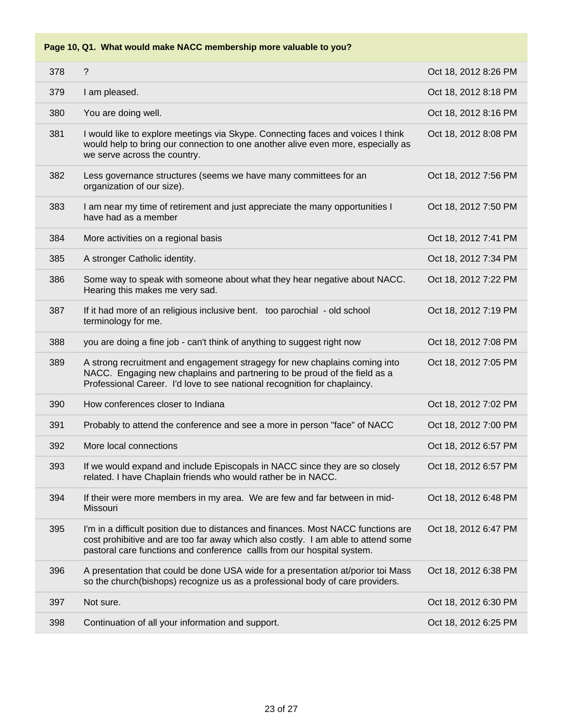| Page 10, Q1. What would make NACC membership more valuable to you? | | |
|---|---|---|
| 378 | ? | Oct 18, 2012 8:26 PM |
| 379 | I am pleased. | Oct 18, 2012 8:18 PM |
| 380 | You are doing well. | Oct 18, 2012 8:16 PM |
| 381 | I would like to explore meetings via Skype. Connecting faces and voices I think would help to bring our connection to one another alive even more, especially as we serve across the country. | Oct 18, 2012 8:08 PM |
| 382 | Less governance structures (seems we have many committees for an organization of our size). | Oct 18, 2012 7:56 PM |
| 383 | I am near my time of retirement and just appreciate the many opportunities I have had as a member | Oct 18, 2012 7:50 PM |
| 384 | More activities on a regional basis | Oct 18, 2012 7:41 PM |
| 385 | A stronger Catholic identity. | Oct 18, 2012 7:34 PM |
| 386 | Some way to speak with someone about what they hear negative about NACC. Hearing this makes me very sad. | Oct 18, 2012 7:22 PM |
| 387 | If it had more of an religious inclusive bent. too parochial - old school terminology for me. | Oct 18, 2012 7:19 PM |
| 388 | you are doing a fine job - can't think of anything to suggest right now | Oct 18, 2012 7:08 PM |
| 389 | A strong recruitment and engagement stragegy for new chaplains coming into NACC. Engaging new chaplains and partnering to be proud of the field as a Professional Career. I'd love to see national recognition for chaplaincy. | Oct 18, 2012 7:05 PM |
| 390 | How conferences closer to Indiana | Oct 18, 2012 7:02 PM |
| 391 | Probably to attend the conference and see a more in person "face" of NACC | Oct 18, 2012 7:00 PM |
| 392 | More local connections | Oct 18, 2012 6:57 PM |
| 393 | If we would expand and include Episcopals in NACC since they are so closely related. I have Chaplain friends who would rather be in NACC. | Oct 18, 2012 6:57 PM |
| 394 | If their were more members in my area. We are few and far between in mid-Missouri | Oct 18, 2012 6:48 PM |
| 395 | I'm in a difficult position due to distances and finances. Most NACC functions are cost prohibitive and are too far away which also costly. I am able to attend some pastoral care functions and conference callls from our hospital system. | Oct 18, 2012 6:47 PM |
| 396 | A presentation that could be done USA wide for a presentation at/porior toi Mass so the church(bishops) recognize us as a professional body of care providers. | Oct 18, 2012 6:38 PM |
| 397 | Not sure. | Oct 18, 2012 6:30 PM |
| 398 | Continuation of all your information and support. | Oct 18, 2012 6:25 PM |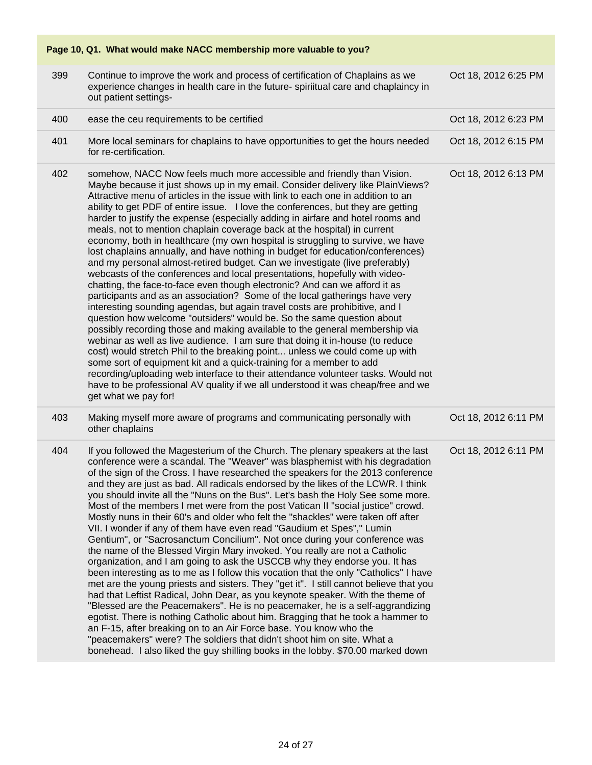| Page 10, Q1. What would make NACC membership more valuable to you? | | |
|---|---|---|
| 399 | Continue to improve the work and process of certification of Chaplains as we experience changes in health care in the future- spiriitual care and chaplaincy in out patient settings- | Oct 18, 2012 6:25 PM |
| 400 | ease the ceu requirements to be certified | Oct 18, 2012 6:23 PM |
| 401 | More local seminars for chaplains to have opportunities to get the hours needed for re-certification. | Oct 18, 2012 6:15 PM |
| 402 | somehow, NACC Now feels much more accessible and friendly than Vision. Maybe because it just shows up in my email. Consider delivery like PlainViews? Attractive menu of articles in the issue with link to each one in addition to an ability to get PDF of entire issue. I love the conferences, but they are getting harder to justify the expense (especially adding in airfare and hotel rooms and meals, not to mention chaplain coverage back at the hospital) in current economy, both in healthcare (my own hospital is struggling to survive, we have lost chaplains annually, and have nothing in budget for education/conferences) and my personal almost-retired budget. Can we investigate (live preferably) webcasts of the conferences and local presentations, hopefully with video-chatting, the face-to-face even though electronic? And can we afford it as participants and as an association? Some of the local gatherings have very interesting sounding agendas, but again travel costs are prohibitive, and I question how welcome "outsiders" would be. So the same question about possibly recording those and making available to the general membership via webinar as well as live audience. I am sure that doing it in-house (to reduce cost) would stretch Phil to the breaking point... unless we could come up with some sort of equipment kit and a quick-training for a member to add recording/uploading web interface to their attendance volunteer tasks. Would not have to be professional AV quality if we all understood it was cheap/free and we get what we pay for! | Oct 18, 2012 6:13 PM |
| 403 | Making myself more aware of programs and communicating personally with other chaplains | Oct 18, 2012 6:11 PM |
| 404 | If you followed the Magesterium of the Church. The plenary speakers at the last conference were a scandal. The "Weaver" was blasphemist with his degradation of the sign of the Cross. I have researched the speakers for the 2013 conference and they are just as bad. All radicals endorsed by the likes of the LCWR. I think you should invite all the "Nuns on the Bus". Let's bash the Holy See some more. Most of the members I met were from the post Vatican II "social justice" crowd. Mostly nuns in their 60's and older who felt the "shackles" were taken off after VII. I wonder if any of them have even read "Gaudium et Spes"," Lumin Gentium", or "Sacrosanctum Concilium". Not once during your conference was the name of the Blessed Virgin Mary invoked. You really are not a Catholic organization, and I am going to ask the USCCB why they endorse you. It has been interesting as to me as I follow this vocation that the only "Catholics" I have met are the young priests and sisters. They "get it". I still cannot believe that you had that Leftist Radical, John Dear, as you keynote speaker. With the theme of "Blessed are the Peacemakers". He is no peacemaker, he is a self-aggrandizing egotist. There is nothing Catholic about him. Bragging that he took a hammer to an F-15, after breaking on to an Air Force base. You know who the "peacemakers" were? The soldiers that didn't shoot him on site. What a bonehead. I also liked the guy shilling books in the lobby. $70.00 marked down | Oct 18, 2012 6:11 PM |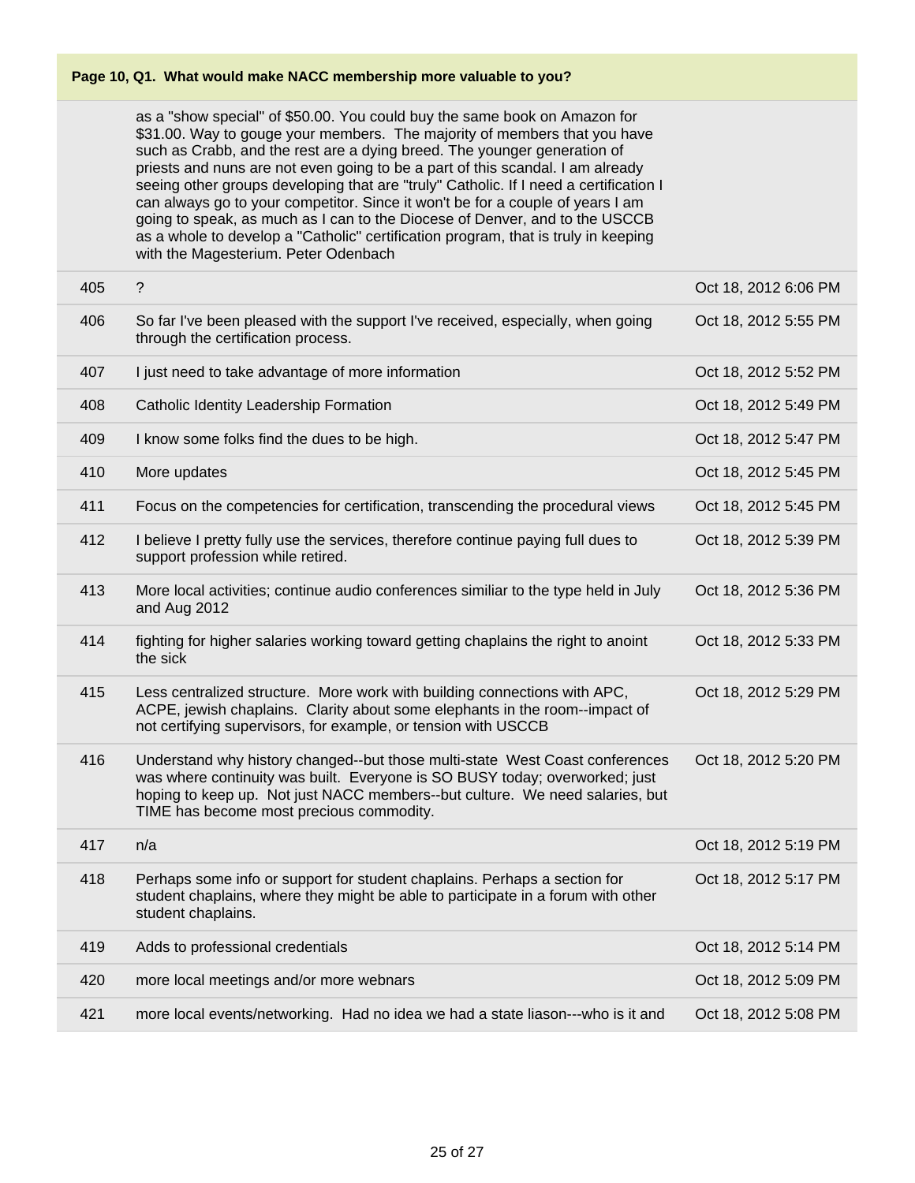## Page 10, Q1. What would make NACC membership more valuable to you?

| | | |
|---|---|---|
| | as a "show special" of $50.00. You could buy the same book on Amazon for $31.00. Way to gouge your members. The majority of members that you have such as Crabb, and the rest are a dying breed. The younger generation of priests and nuns are not even going to be a part of this scandal. I am already seeing other groups developing that are "truly" Catholic. If I need a certification I can always go to your competitor. Since it won't be for a couple of years I am going to speak, as much as I can to the Diocese of Denver, and to the USCCB as a whole to develop a "Catholic" certification program, that is truly in keeping with the Magesterium. Peter Odenbach | |
| 405 | ? | Oct 18, 2012 6:06 PM |
| 406 | So far I've been pleased with the support I've received, especially, when going through the certification process. | Oct 18, 2012 5:55 PM |
| 407 | I just need to take advantage of more information | Oct 18, 2012 5:52 PM |
| 408 | Catholic Identity Leadership Formation | Oct 18, 2012 5:49 PM |
| 409 | I know some folks find the dues to be high. | Oct 18, 2012 5:47 PM |
| 410 | More updates | Oct 18, 2012 5:45 PM |
| 411 | Focus on the competencies for certification, transcending the procedural views | Oct 18, 2012 5:45 PM |
| 412 | I believe I pretty fully use the services, therefore continue paying full dues to support profession while retired. | Oct 18, 2012 5:39 PM |
| 413 | More local activities; continue audio conferences similiar to the type held in July and Aug 2012 | Oct 18, 2012 5:36 PM |
| 414 | fighting for higher salaries working toward getting chaplains the right to anoint the sick | Oct 18, 2012 5:33 PM |
| 415 | Less centralized structure. More work with building connections with APC, ACPE, jewish chaplains. Clarity about some elephants in the room--impact of not certifying supervisors, for example, or tension with USCCB | Oct 18, 2012 5:29 PM |
| 416 | Understand why history changed--but those multi-state West Coast conferences was where continuity was built. Everyone is SO BUSY today; overworked; just hoping to keep up. Not just NACC members--but culture. We need salaries, but TIME has become most precious commodity. | Oct 18, 2012 5:20 PM |
| 417 | n/a | Oct 18, 2012 5:19 PM |
| 418 | Perhaps some info or support for student chaplains. Perhaps a section for student chaplains, where they might be able to participate in a forum with other student chaplains. | Oct 18, 2012 5:17 PM |
| 419 | Adds to professional credentials | Oct 18, 2012 5:14 PM |
| 420 | more local meetings and/or more webnars | Oct 18, 2012 5:09 PM |
| 421 | more local events/networking. Had no idea we had a state liason---who is it and | Oct 18, 2012 5:08 PM |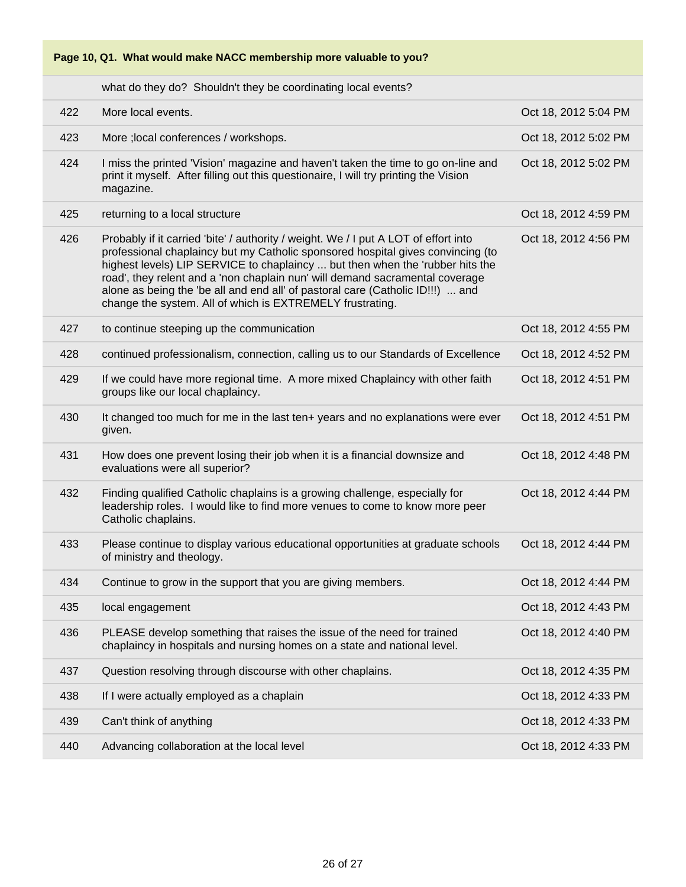| Page 10, Q1. What would make NACC membership more valuable to you? | | |
|---|---|---|
| | what do they do? Shouldn't they be coordinating local events? | |
| 422 | More local events. | Oct 18, 2012 5:04 PM |
| 423 | More ;local conferences / workshops. | Oct 18, 2012 5:02 PM |
| 424 | I miss the printed 'Vision' magazine and haven't taken the time to go on-line and print it myself. After filling out this questionaire, I will try printing the Vision magazine. | Oct 18, 2012 5:02 PM |
| 425 | returning to a local structure | Oct 18, 2012 4:59 PM |
| 426 | Probably if it carried 'bite' / authority / weight. We / I put A LOT of effort into professional chaplaincy but my Catholic sponsored hospital gives convincing (to highest levels) LIP SERVICE to chaplaincy ... but then when the 'rubber hits the road', they relent and a 'non chaplain nun' will demand sacramental coverage alone as being the 'be all and end all' of pastoral care (Catholic ID!!!) ... and change the system. All of which is EXTREMELY frustrating. | Oct 18, 2012 4:56 PM |
| 427 | to continue steeping up the communication | Oct 18, 2012 4:55 PM |
| 428 | continued professionalism, connection, calling us to our Standards of Excellence | Oct 18, 2012 4:52 PM |
| 429 | If we could have more regional time. A more mixed Chaplaincy with other faith groups like our local chaplaincy. | Oct 18, 2012 4:51 PM |
| 430 | It changed too much for me in the last ten+ years and no explanations were ever given. | Oct 18, 2012 4:51 PM |
| 431 | How does one prevent losing their job when it is a financial downsize and evaluations were all superior? | Oct 18, 2012 4:48 PM |
| 432 | Finding qualified Catholic chaplains is a growing challenge, especially for leadership roles. I would like to find more venues to come to know more peer Catholic chaplains. | Oct 18, 2012 4:44 PM |
| 433 | Please continue to display various educational opportunities at graduate schools of ministry and theology. | Oct 18, 2012 4:44 PM |
| 434 | Continue to grow in the support that you are giving members. | Oct 18, 2012 4:44 PM |
| 435 | local engagement | Oct 18, 2012 4:43 PM |
| 436 | PLEASE develop something that raises the issue of the need for trained chaplaincy in hospitals and nursing homes on a state and national level. | Oct 18, 2012 4:40 PM |
| 437 | Question resolving through discourse with other chaplains. | Oct 18, 2012 4:35 PM |
| 438 | If I were actually employed as a chaplain | Oct 18, 2012 4:33 PM |
| 439 | Can't think of anything | Oct 18, 2012 4:33 PM |
| 440 | Advancing collaboration at the local level | Oct 18, 2012 4:33 PM |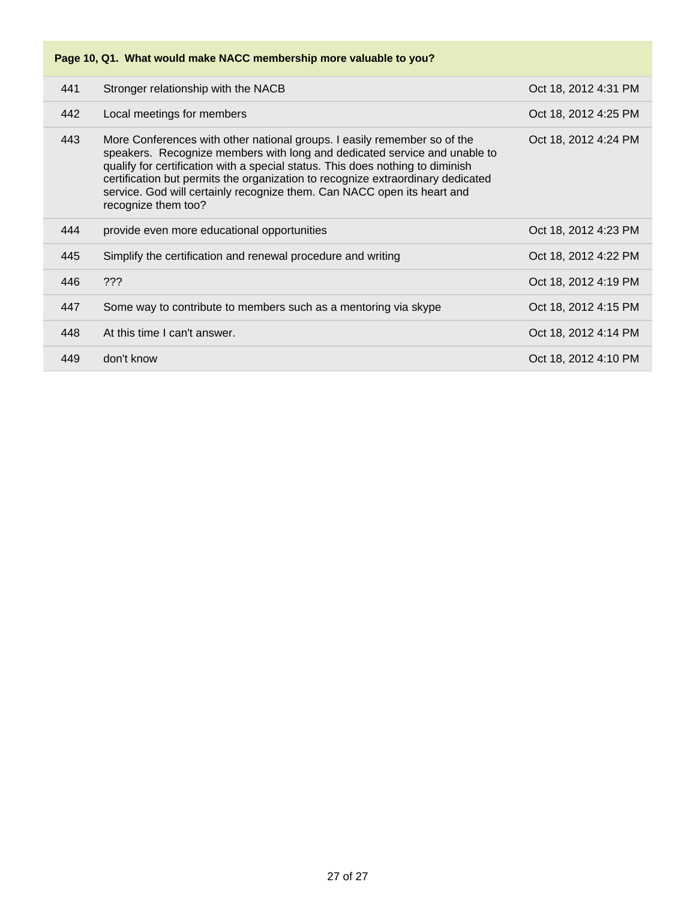| Page 10, Q1. What would make NACC membership more valuable to you? | | |
|---|---|---|
| 441 | Stronger relationship with the NACB | Oct 18, 2012 4:31 PM |
| 442 | Local meetings for members | Oct 18, 2012 4:25 PM |
| 443 | More Conferences with other national groups. I easily remember so of the speakers. Recognize members with long and dedicated service and unable to qualify for certification with a special status. This does nothing to diminish certification but permits the organization to recognize extraordinary dedicated service. God will certainly recognize them. Can NACC open its heart and recognize them too? | Oct 18, 2012 4:24 PM |
| 444 | provide even more educational opportunities | Oct 18, 2012 4:23 PM |
| 445 | Simplify the certification and renewal procedure and writing | Oct 18, 2012 4:22 PM |
| 446 | ??? | Oct 18, 2012 4:19 PM |
| 447 | Some way to contribute to members such as a mentoring via skype | Oct 18, 2012 4:15 PM |
| 448 | At this time I can't answer. | Oct 18, 2012 4:14 PM |
| 449 | don't know | Oct 18, 2012 4:10 PM |